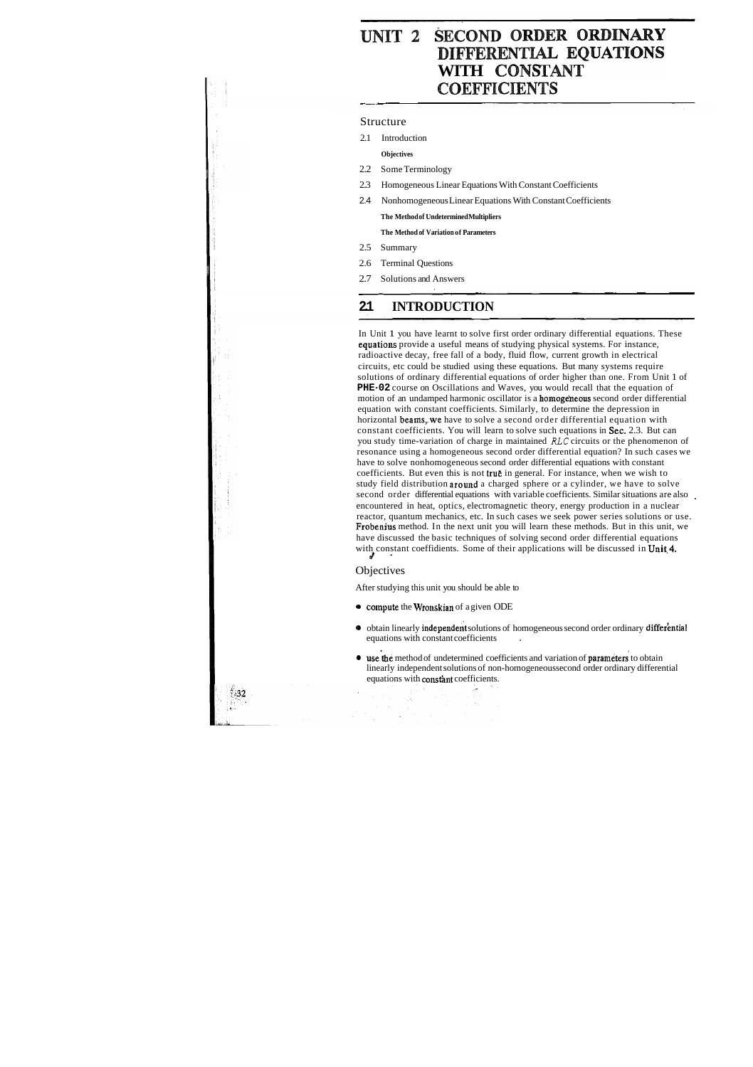# UNIT 2 SECOND ORDER ORDINARY DIFFERENTIAL EQUATIONS WITH CONSTANT COEFFICIENTS

## Structure

2.1 Introduction

**Objectives**

2.2 Some Terminology

2.3 Homogeneous Linear Equations With Constant Coefficients

2.4 Nonhomogeneous Linear Equations With Constant Coefficients

**The Method of Undetermined Multipliers**

**The Method of Variation of Parameters**

2.5 Summary

2.6 Terminal Questions

2.7 Solutions and Answers

## 2.1 INTRODUCTION

In Unit 1 you have learnt to solve first order ordinary differential equations. These equations provide a useful means of studying physical systems. For instance, radioactive decay, free fall of a body, fluid flow, current growth in electrical circuits, etc could be studied using these equations. But many systems require solutions of ordinary differential equations of order higher than one. From Unit 1 of **PHE-02** course on Oscillations and Waves, you would recall that the equation of motion of an undamped harmonic oscillator is a homogeneous second order differential equation with constant coefficients. Similarly, to determine the depression in horizontal beams, we have to solve a second order differential equation with constant coefficients. You will learn to solve such equations in Sec. 2.3. But can you study time-variation of charge in maintained $RLC$ circuits or the phenomenon of resonance using a homogeneous second order differential equation? In such cases we have to solve nonhomogeneous second order differential equations with constant coefficients. But even this is not true in general. For instance, when we wish to study field distribution around a charged sphere or a cylinder, we have to solve second order differential equations with variable coefficients. Similar situations are also encountered in heat, optics, electromagnetic theory, energy production in a nuclear reactor, quantum mechanics, etc. In such cases we seek power series solutions or use. Frobenius method. In the next unit you will learn these methods. But in this unit, we have discussed the basic techniques of solving second order differential equations with constant coeffidients. Some of their applications will be discussed in Unit 4.

### Objectives

After studying this unit you should be able to

- compute the Wronskian of a given ODE
- obtain linearly independent solutions of homogeneous second order ordinary differential equations with constant coefficients
- use the method of undetermined coefficients and variation of parameters to obtain linearly independent solutions of non-homogeneoussecond order ordinary differential equations with constant coefficients.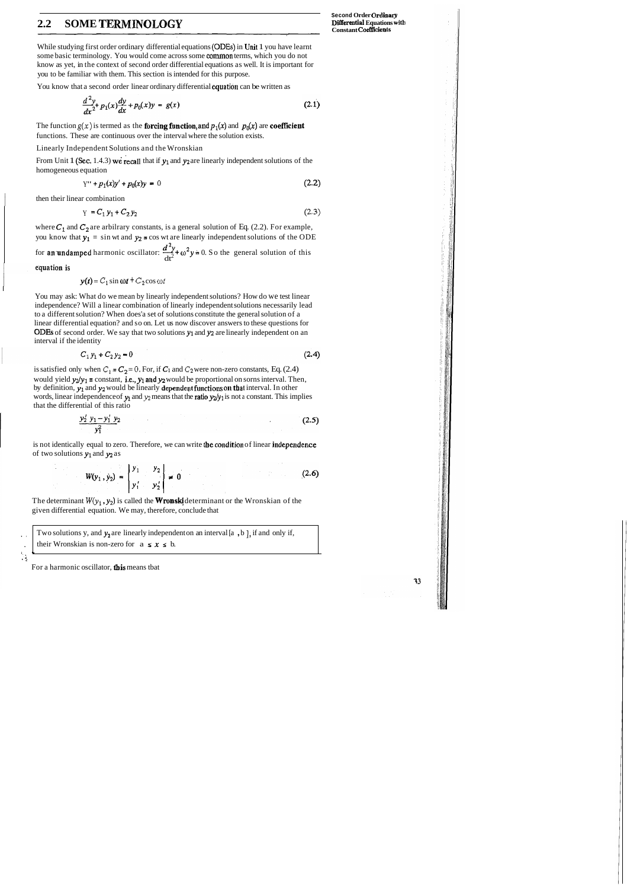## 2.2 SOME TERMINOLOGY

While studying first order ordinary differential equations (ODEs) in Unit 1 you have learnt some basic terminology. You would come across some common terms, which you do not know as yet, in the context of second order differential equations as well. It is important for you to be familiar with them. This section is intended for this purpose.

You know that a second order linear ordinary differential equation can be written as

$$\frac{d^2y}{dx^2} + p_1(x)\frac{dy}{dx} + p_0(x)y = g(x) \tag{2.1}$$

The function $g(x)$ is termed as the **forcing function**, and $p_1(x)$ and $p_0(x)$ are **coefficient** functions. These are continuous over the interval where the solution exists.

Linearly Independent Solutions and the Wronskian

From Unit 1 (Sec. 1.4.3) we recall that if $y_1$ and $y_2$ are linearly independent solutions of the homogeneous equation

$$y'' + p_1(x)y' + p_0(x)y = 0 \tag{2.2}$$

then their linear combination

$$y = C_1 y_1 + C_2 y_2 \tag{2.3}$$

where $C_1$ and $C_2$ are arbitrary constants, is a general solution of Eq. (2.2). For example, you know that $y_1 = \sin \omega t$ and $y_2 = \cos \omega t$ are linearly independent solutions of the ODE for an undamped harmonic oscillator: $\frac{d^2y}{dt^2} + \omega^2 y = 0$. So the general solution of this equation is

$$y(t) = C_1 \sin \omega t + C_2 \cos \omega t$$

You may ask: What do we mean by linearly independent solutions? How do we test linear independence? Will a linear combination of linearly independent solutions necessarily lead to a different solution? When does a set of solutions constitute the general solution of a linear differential equation? and so on. Let us now discover answers to these questions for ODEs of second order. We say that two solutions $y_1$ and $y_2$ are linearly independent on an interval if the identity

$$C_1 y_1 + C_2 y_2 = 0 \tag{2.4}$$

is satisfied only when $C_1 = C_2 = 0$. For, if $C_1$ and $C_2$ were non-zero constants, Eq. (2.4) would yield $y_2/y_1$ = constant, i.e., $y_1$ and $y_2$ would be proportional on some interval. Then, by definition, $y_1$ and $y_2$ would be linearly dependent functions on that interval. In other words, linear independence of $y_1$ and $y_2$ means that the ratio $y_2/y_1$ is not a constant. This implies that the differential of this ratio

$$\frac{y_2' y_1 - y_1' y_2}{y_1^2} \tag{2.5}$$

is not identically equal to zero. Therefore, we can write the condition of linear independence of two solutions $y_1$ and $y_2$ as

$$W(y_1, y_2) = \begin{vmatrix} y_1 & y_2 \\ y_1' & y_2' \end{vmatrix} \neq 0 \tag{2.6}$$

The determinant $W(y_1, y_2)$ is called the **Wronski** determinant or the Wronskian of the given differential equation. We may, therefore, conclude that

> Two solutions $y_1$ and $y_2$ are linearly independent on an interval $[a, b]$, if and only if, their Wronskian is non-zero for $a \le x \le b$.

For a harmonic oscillator, this means that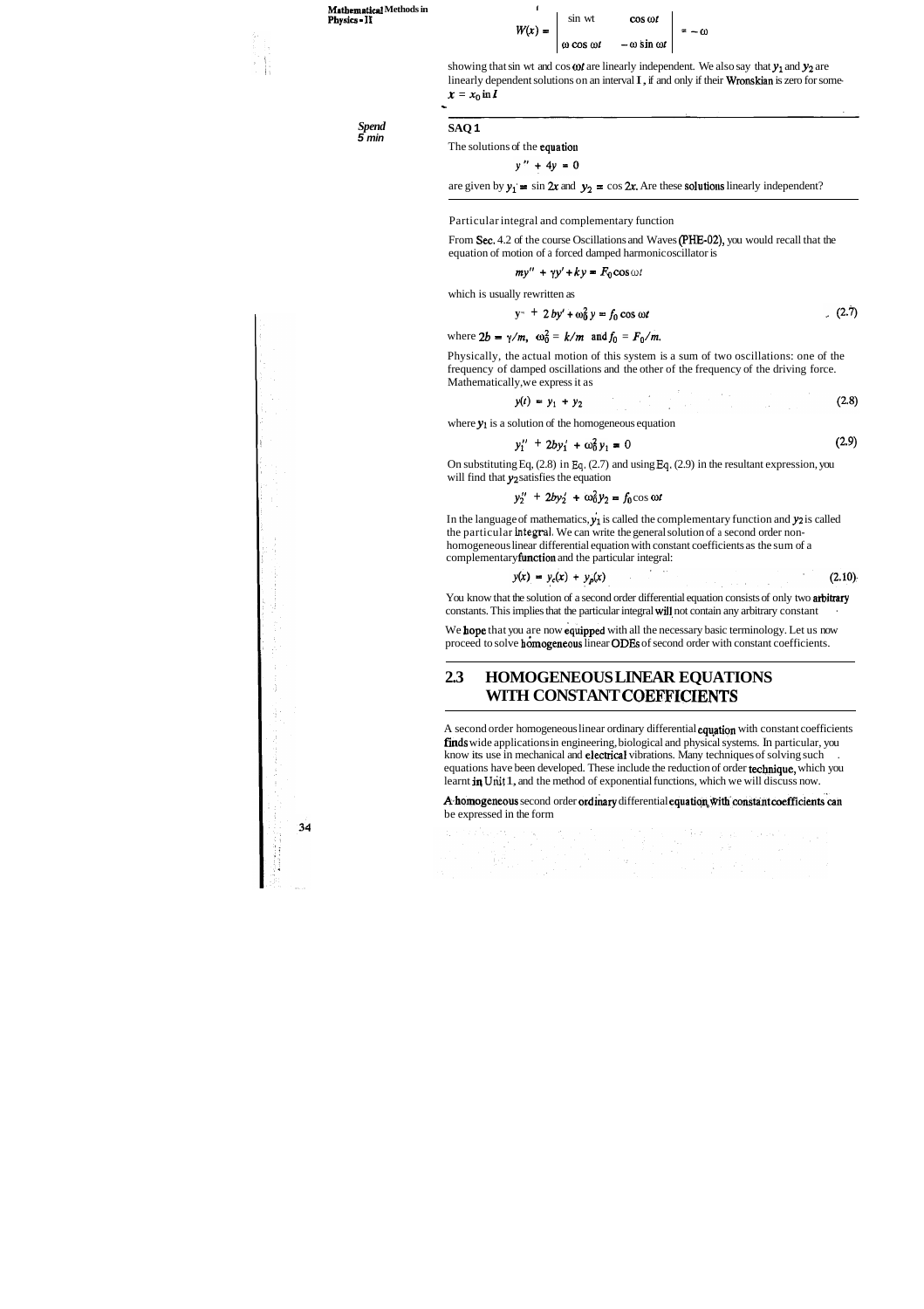$$W(x) = \begin{vmatrix} \sin \omega t & \cos \omega t \\ \omega \cos \omega t & -\omega \sin \omega t \end{vmatrix} = -\omega$$

showing that sin wt and cos $\omega t$ are linearly independent. We also say that $y_1$ and $y_2$ are linearly dependent solutions on an interval I, if and only if their Wronskian is zero for some $x = x_0$ in $I$

*Spend 5 min*

**SAQ 1**

The solutions of the equation

$$y'' + 4y = 0$$

are given by $y_1 = \sin 2x$ and $y_2 = \cos 2x$. Are these solutions linearly independent?

Particular integral and complementary function

From Sec. 4.2 of the course Oscillations and Waves (PHE-02), you would recall that the equation of motion of a forced damped harmonic oscillator is

$$my'' + \gamma y' + ky = F_0 \cos \omega t$$

which is usually rewritten as

$$y'' + 2by' + \omega_0^2 y = f_0 \cos \omega t \qquad (2.7)$$

where $2b = \gamma/m$, $\omega_0^2 = k/m$ and $f_0 = F_0/m$.

Physically, the actual motion of this system is a sum of two oscillations: one of the frequency of damped oscillations and the other of the frequency of the driving force. Mathematically, we express it as

$$y(t) = y_1 + y_2 \qquad (2.8)$$

where $y_1$ is a solution of the homogeneous equation

$$y_1'' + 2by_1' + \omega_0^2 y_1 = 0 \qquad (2.9)$$

On substituting Eq. (2.8) in Eq. (2.7) and using Eq. (2.9) in the resultant expression, you will find that $y_2$ satisfies the equation

$$y_2'' + 2by_2' + \omega_0^2 y_2 = f_0 \cos \omega t$$

In the language of mathematics, $y_1$ is called the complementary function and $y_2$ is called the particular integral. We can write the general solution of a second order non-homogeneous linear differential equation with constant coefficients as the sum of a complementary function and the particular integral:

$$y(x) = y_c(x) + y_p(x) \qquad (2.10)$$

You know that the solution of a second order differential equation consists of only two arbitrary constants. This implies that the particular integral will not contain any arbitrary constant.

We hope that you are now equipped with all the necessary basic terminology. Let us now proceed to solve homogeneous linear ODEs of second order with constant coefficients.

## 2.3 HOMOGENEOUS LINEAR EQUATIONS WITH CONSTANT COEFFICIENTS

A second order homogeneous linear ordinary differential equation with constant coefficients finds wide applications in engineering, biological and physical systems. In particular, you know its use in mechanical and electrical vibrations. Many techniques of solving such equations have been developed. These include the reduction of order technique, which you learnt in Unit 1, and the method of exponential functions, which we will discuss now.

A homogeneous second order ordinary differential equation with constant coefficients can be expressed in the form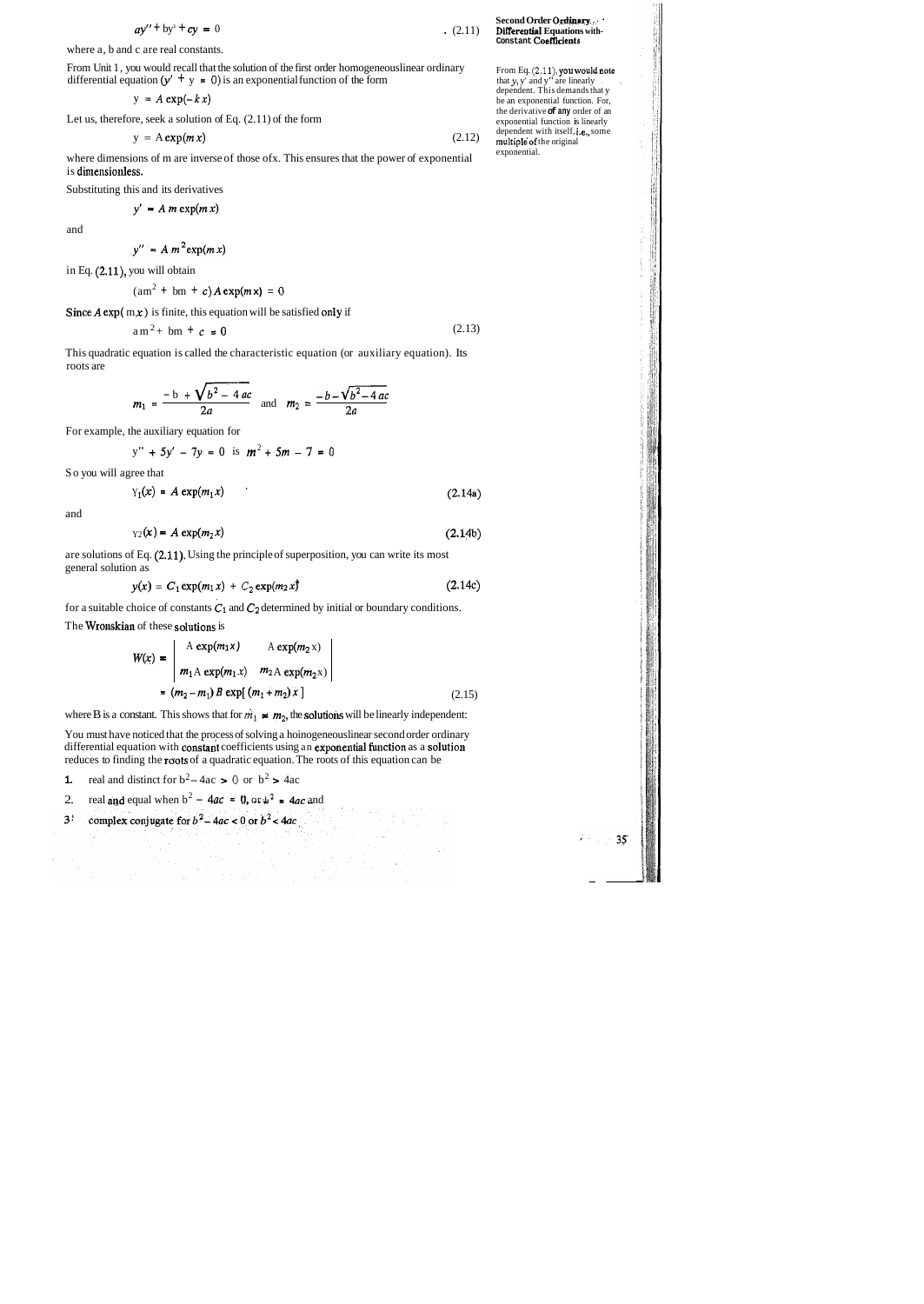$$ay'' + by' + cy = 0 \qquad (2.11)$$

where a, b and c are real constants.

From Unit 1, you would recall that the solution of the first order homogeneous linear ordinary differential equation $(y' + y = 0)$ is an exponential function of the form

$$y = A\exp(-kx)$$

Let us, therefore, seek a solution of Eq. (2.11) of the form

$$y = A\exp(mx) \qquad (2.12)$$

where dimensions of m are inverse of those of x. This ensures that the power of exponential is dimensionless.

From Eq. (2.11), you would note that $y$, $y'$ and $y''$ are linearly dependent. This demands that y be an exponential function. For, the derivative of any order of an exponential function is linearly dependent with itself, i.e., some multiple of the original exponential.

Substituting this and its derivatives

$$y' = A\,m\exp(mx)$$

and

$$y'' = A\,m^2\exp(mx)$$

in Eq. (2.11), you will obtain

$$(am^2 + bm + c)A\exp(mx) = 0$$

Since $A\exp(mx)$ is finite, this equation will be satisfied only if

$$am^2 + bm + c = 0 \qquad (2.13)$$

This quadratic equation is called the characteristic equation (or auxiliary equation). Its roots are

$$m_1 = \frac{-b + \sqrt{b^2 - 4ac}}{2a} \quad \text{and} \quad m_2 = \frac{-b - \sqrt{b^2 - 4ac}}{2a}$$

For example, the auxiliary equation for

$$y'' + 5y' - 7y = 0 \text{ is } m^2 + 5m - 7 = 0$$

So you will agree that

$$y_1(x) = A\exp(m_1 x) \qquad (2.14a)$$

and

$$y_2(x) = A\exp(m_2 x) \qquad (2.14b)$$

are solutions of Eq. (2.11). Using the principle of superposition, you can write its most general solution as

$$y(x) = C_1\exp(m_1 x) + C_2\exp(m_2 x) \qquad (2.14c)$$

for a suitable choice of constants $C_1$ and $C_2$ determined by initial or boundary conditions.

The Wronskian of these solutions is

$$W(x) = \begin{vmatrix} A\exp(m_1 x) & A\exp(m_2 x) \\ m_1 A\exp(m_1 x) & m_2 A\exp(m_2 x) \end{vmatrix}$$

$$= (m_2 - m_1)B\exp[(m_1 + m_2)x] \qquad (2.15)$$

where B is a constant. This shows that for $m_1 \neq m_2$, the solutions will be linearly independent.

You must have noticed that the process of solving a homogeneous linear second order ordinary differential equation with constant coefficients using an exponential function as a solution reduces to finding the roots of a quadratic equation. The roots of this equation can be

1. real and distinct for $b^2 - 4ac > 0$ or $b^2 > 4ac$
2. real and equal when $b^2 - 4ac = 0$, or $b^2 = 4ac$ and
3. complex conjugate for $b^2 - 4ac < 0$ or $b^2 < 4ac$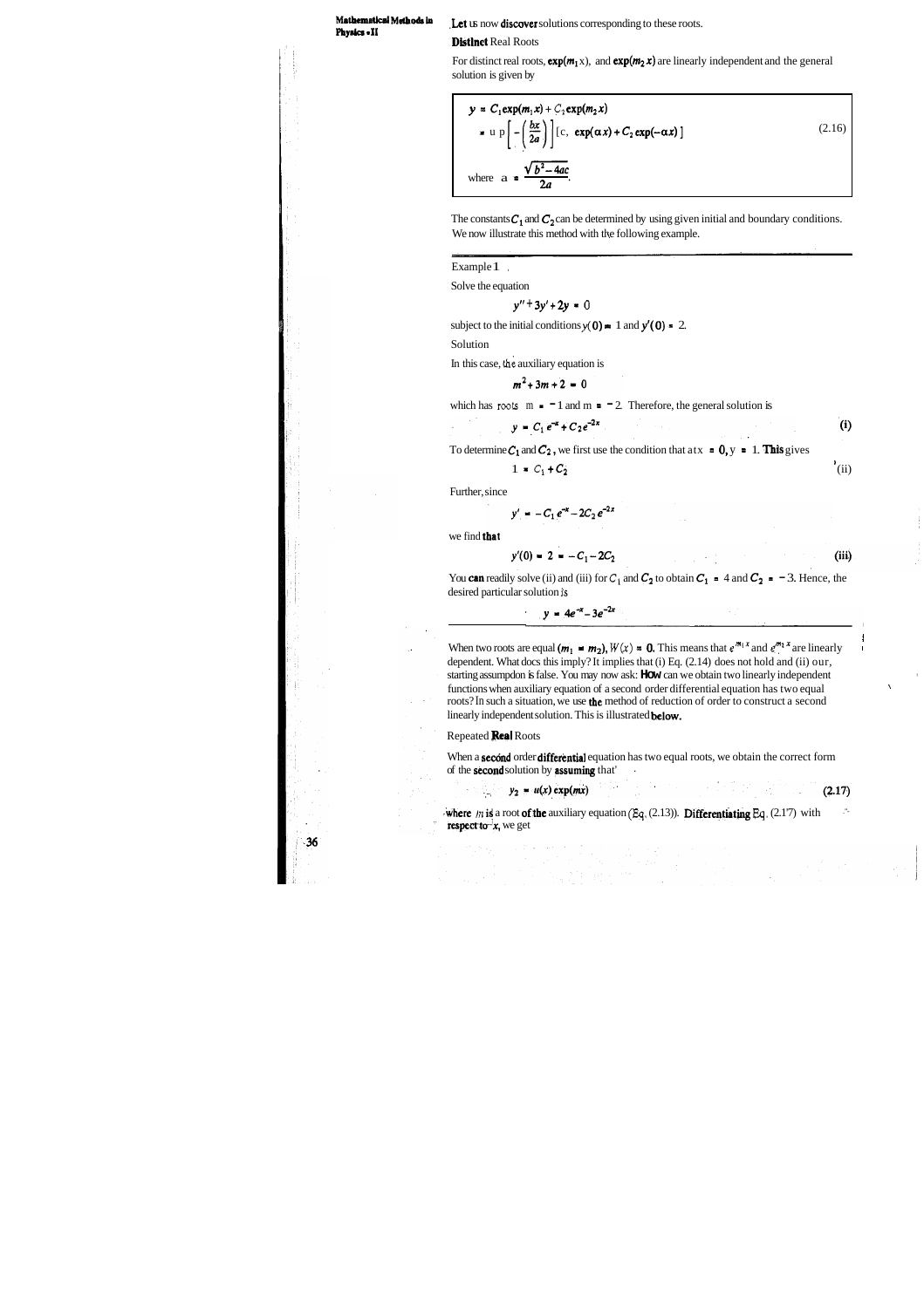Let us now discover solutions corresponding to these roots.

**Distinct** Real Roots

For distinct real roots, $\exp(m_1 x)$, and $\exp(m_2 x)$ are linearly independent and the general solution is given by

$$y = C_1 \exp(m_1 x) + C_2 \exp(m_2 x)$$
$$= \exp\left[-\left(\frac{bx}{2a}\right)\right]\left[C_1 \exp(\alpha x) + C_2 \exp(-\alpha x)\right] \tag{2.16}$$

where $\alpha = \dfrac{\sqrt{b^2 - 4ac}}{2a}$.

The constants $C_1$ and $C_2$ can be determined by using given initial and boundary conditions. We now illustrate this method with the following example.

---

Example 1

Solve the equation

$$y'' + 3y' + 2y = 0$$

subject to the initial conditions $y(0) = 1$ and $y'(0) = 2$.

Solution

In this case, the auxiliary equation is

$$m^2 + 3m + 2 = 0$$

which has roots $m = -1$ and $m = -2$. Therefore, the general solution is

$$y = C_1 e^{-x} + C_2 e^{-2x} \tag{i}$$

To determine $C_1$ and $C_2$, we first use the condition that at $x = 0$, $y = 1$. **This** gives

$$1 = C_1 + C_2 \tag{ii}$$

Further, since

$$y' = -C_1 e^{-x} - 2C_2 e^{-2x}$$

we find **that**

$$y'(0) = 2 = -C_1 - 2C_2 \tag{iii}$$

You **can** readily solve (ii) and (iii) for $C_1$ and $C_2$ to obtain $C_1 = 4$ and $C_2 = -3$. Hence, the desired particular solution is

$$y = 4e^{-x} - 3e^{-2x}$$

---

When two roots are equal $(m_1 = m_2)$, $W(x) = 0$. This means that $e^{m_1 x}$ and $e^{m_2 x}$ are linearly dependent. What does this imply? It implies that (i) Eq. (2.14) does not hold and (ii) our, starting assumption is false. You may now ask: **How** can we obtain two linearly independent functions when auxiliary equation of a second order differential equation has two equal roots? In such a situation, we use **the** method of reduction of order to construct a second linearly independent solution. This is illustrated **below.**

Repeated **Real** Roots

When a **second** order **differential** equation has two equal roots, we obtain the correct form of the **second** solution by **assuming** that

$$y_2 = u(x) \exp(mx) \tag{2.17}$$

**where** $m$ **is** a root **of the** auxiliary equation (Eq. (2.13)). **Differentiating** Eq. (2.17) with **respect to** $x$, we get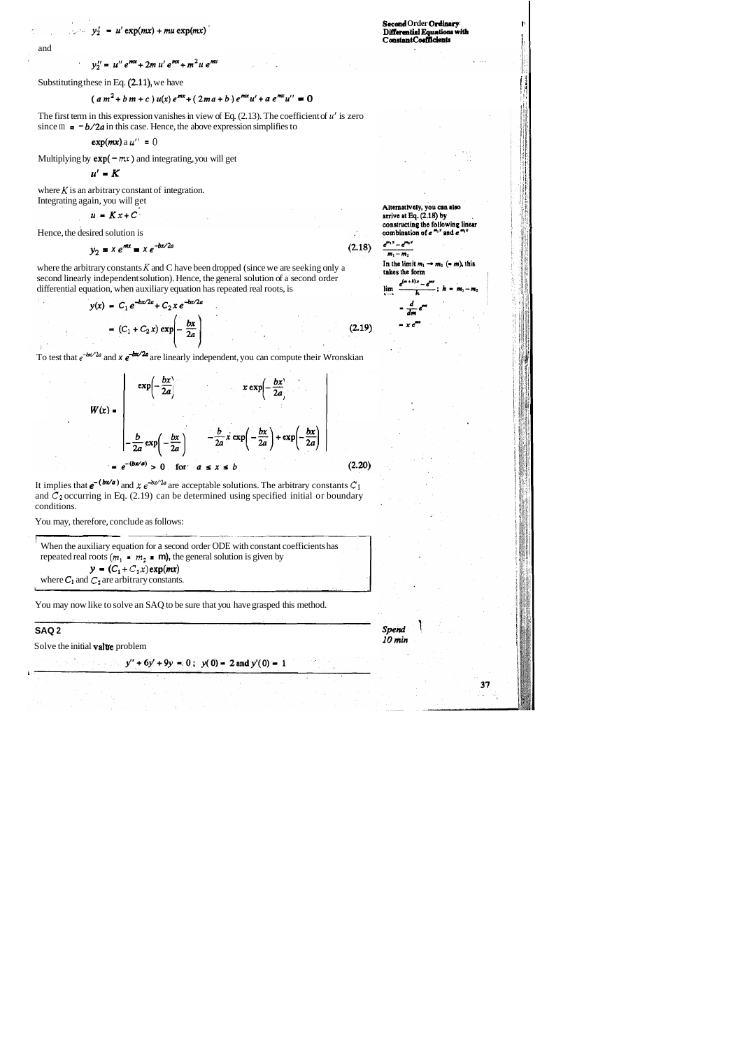$$y_2' = u' \exp(mx) + mu \exp(mx)$$

and

$$y_2'' = u'' e^{mx} + 2m\, u' e^{mx} + m^2 u\, e^{mx}$$

Substituting these in Eq. (2.11), we have

$$( a\, m^2 + b\, m + c\,)\, u(x)\, e^{mx} + (\, 2m\, a + b\,)\, e^{mx} u' + a\, e^{mx} u'' = 0$$

The first term in this expression vanishes in view of Eq. (2.13). The coefficient of $u'$ is zero since $m = -b/2a$ in this case. Hence, the above expression simplifies to

$$\exp(mx)\, a\, u'' = 0$$

Multiplying by $\exp(-mx)$ and integrating, you will get

$$u' = K$$

where $K$ is an arbitrary constant of integration.
Integrating again, you will get

$$u = Kx + C$$

Hence, the desired solution is

$$y_2 = x\, e^{mx} = x\, e^{-bx/2a} \tag{2.18}$$

where the arbitrary constants $K$ and C have been dropped (since we are seeking only a second linearly independent solution). Hence, the general solution of a second order differential equation, when auxiliary equation has repeated real roots, is

$$y(x) = C_1\, e^{-bx/2a} + C_2\, x\, e^{-bx/2a}$$

$$= (C_1 + C_2\, x) \exp\left( -\frac{bx}{2a} \right) \tag{2.19}$$

**Alternatively, you can also arrive at Eq. (2.18) by constructing the following linear combination of $e^{m_1 x}$ and $e^{m_2 x}$**

$$\frac{e^{m_1 x} - e^{m_2 x}}{m_1 - m_2}$$

**In the limit $m_1 \to m_2$ ($= m$), this takes the form**

$$\lim_{h \to 0} \frac{e^{(m+h)x} - e^{mx}}{h}\ ;\ h = m_1 - m_2$$

$$= \frac{d}{dm} e^{mx}$$

$$= x\, e^{mx}$$

To test that $e^{-bx/2a}$ and $x\, e^{-bx/2a}$ are linearly independent, you can compute their Wronskian

$$W(x) = \begin{vmatrix} \exp\left(-\dfrac{bx}{2a}\right) & x \exp\left(-\dfrac{bx}{2a}\right) \\ -\dfrac{b}{2a} \exp\left(-\dfrac{bx}{2a}\right) & -\dfrac{b}{2a}\, x \exp\left(-\dfrac{bx}{2a}\right) + \exp\left(-\dfrac{bx}{2a}\right) \end{vmatrix}$$

$$= e^{-(bx/a)} > 0 \quad \text{for} \quad a \le x \le b \tag{2.20}$$

It implies that $e^{-(bx/a)}$ and $x\, e^{-bx/2a}$ are acceptable solutions. The arbitrary constants $C_1$ and $C_2$ occurring in Eq. (2.19) can be determined using specified initial or boundary conditions.

You may, therefore, conclude as follows:

> When the auxiliary equation for a second order ODE with constant coefficients has repeated real roots ($m_1 = m_2 = m$), the general solution is given by
>
> $$y = (C_1 + C_2 x) \exp(mx)$$
>
> where $C_1$ and $C_2$ are arbitrary constants.

You may now like to solve an SAQ to be sure that you have grasped this method.

## SAQ 2

*Spend 10 min*

Solve the initial value problem

$$y'' + 6y' + 9y = 0\ ;\ y(0) = 2 \text{ and } y'(0) = 1$$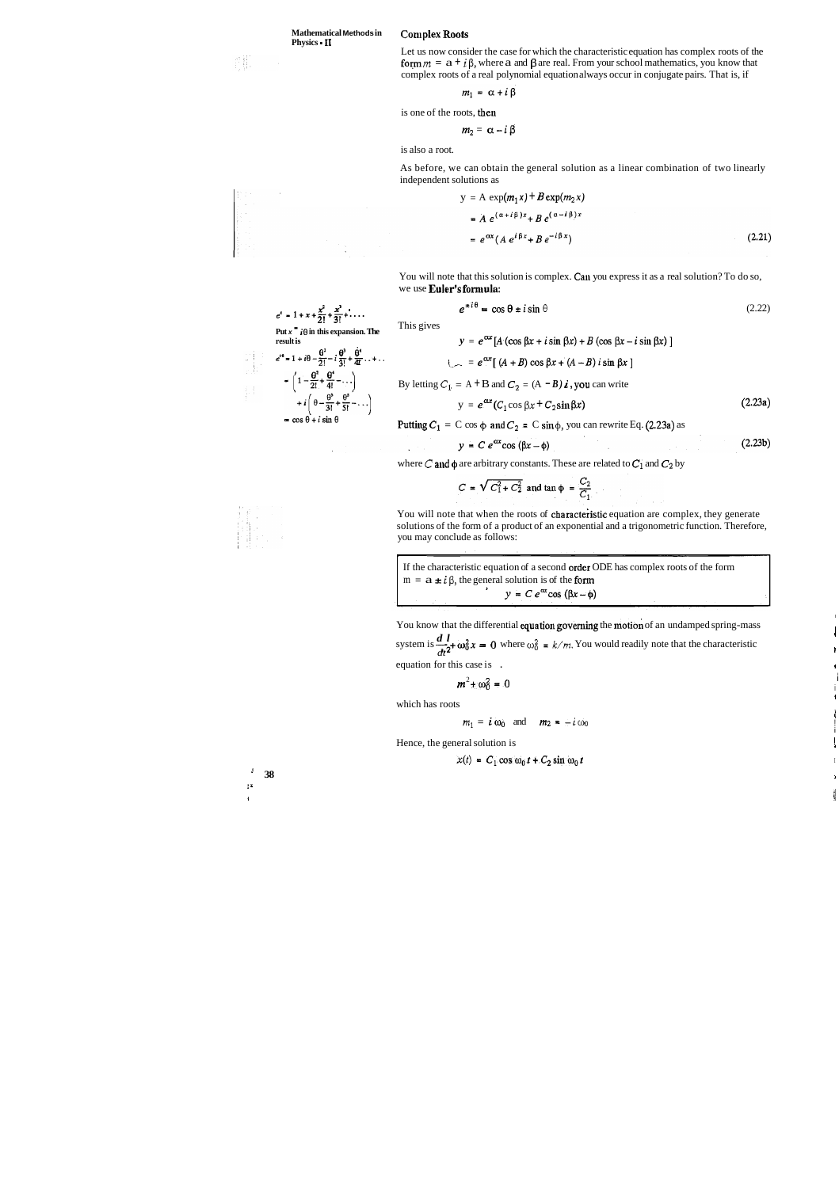## Complex Roots

Let us now consider the case for which the characteristic equation has complex roots of the form $m = \alpha + i\beta$, where $\alpha$ and $\beta$ are real. From your school mathematics, you know that complex roots of a real polynomial equation always occur in conjugate pairs. That is, if

$$m_1 = \alpha + i\beta$$

is one of the roots, then

$$m_2 = \alpha - i\beta$$

is also a root.

As before, we can obtain the general solution as a linear combination of two linearly independent solutions as

$$y = A\exp(m_1 x) + B\exp(m_2 x)$$

$$= A\,e^{(\alpha+i\beta)x} + B\,e^{(\alpha-i\beta)x}$$

$$= e^{\alpha x}(A\,e^{i\beta x} + B\,e^{-i\beta x}) \tag{2.21}$$

You will note that this solution is complex. Can you express it as a real solution? To do so, we use **Euler's formula:**

$$e^{\pm i\theta} = \cos\theta \pm i\sin\theta \tag{2.22}$$

$e^x = 1 + x + \frac{x^2}{2!} + \frac{x^3}{3!} + \ldots$

**Put $x = i\theta$ in this expansion. The result is**

$e^{i\theta} = 1 + i\theta - \frac{\theta^2}{2!} - i\frac{\theta^3}{3!} + \frac{\theta^4}{4!} \ldots + \ldots$

$= \left(1 - \frac{\theta^2}{2!} + \frac{\theta^4}{4!} - \ldots\right) + i\left(\theta - \frac{\theta^3}{3!} + \frac{\theta^5}{5!} - \ldots\right)$

$= \cos\theta + i\sin\theta$

This gives

$$y = e^{\alpha x}[A(\cos\beta x + i\sin\beta x) + B(\cos\beta x - i\sin\beta x)]$$

$$= e^{\alpha x}[(A+B)\cos\beta x + (A-B)\,i\sin\beta x]$$

By letting $C_1 = A + B$ and $C_2 = (A - B)\,i$, you can write

$$y = e^{\alpha x}(C_1\cos\beta x + C_2\sin\beta x) \tag{2.23a}$$

Putting $C_1 = C\cos\phi$ and $C_2 = C\sin\phi$, you can rewrite Eq. (2.23a) as

$$y = C\,e^{\alpha x}\cos(\beta x - \phi) \tag{2.23b}$$

where $C$ and $\phi$ are arbitrary constants. These are related to $C_1$ and $C_2$ by

$$C = \sqrt{C_1^2 + C_2^2} \quad \text{and} \quad \tan\phi = \frac{C_2}{C_1}$$

You will note that when the roots of characteristic equation are complex, they generate solutions of the form of a product of an exponential and a trigonometric function. Therefore, you may conclude as follows:

> If the characteristic equation of a second order ODE has complex roots of the form $m = \alpha \pm i\beta$, the general solution is of the form
>
> $$y = C\,e^{\alpha x}\cos(\beta x - \phi)$$

You know that the differential equation governing the motion of an undamped spring-mass system is $\frac{d^2x}{dt^2} + \omega_0^2 x = 0$ where $\omega_0^2 = k/m$. You would readily note that the characteristic equation for this case is

$$m^2 + \omega_0^2 = 0$$

which has roots

$$m_1 = i\,\omega_0 \quad \text{and} \quad m_2 = -i\,\omega_0$$

Hence, the general solution is

$$x(t) = C_1\cos\omega_0 t + C_2\sin\omega_0 t$$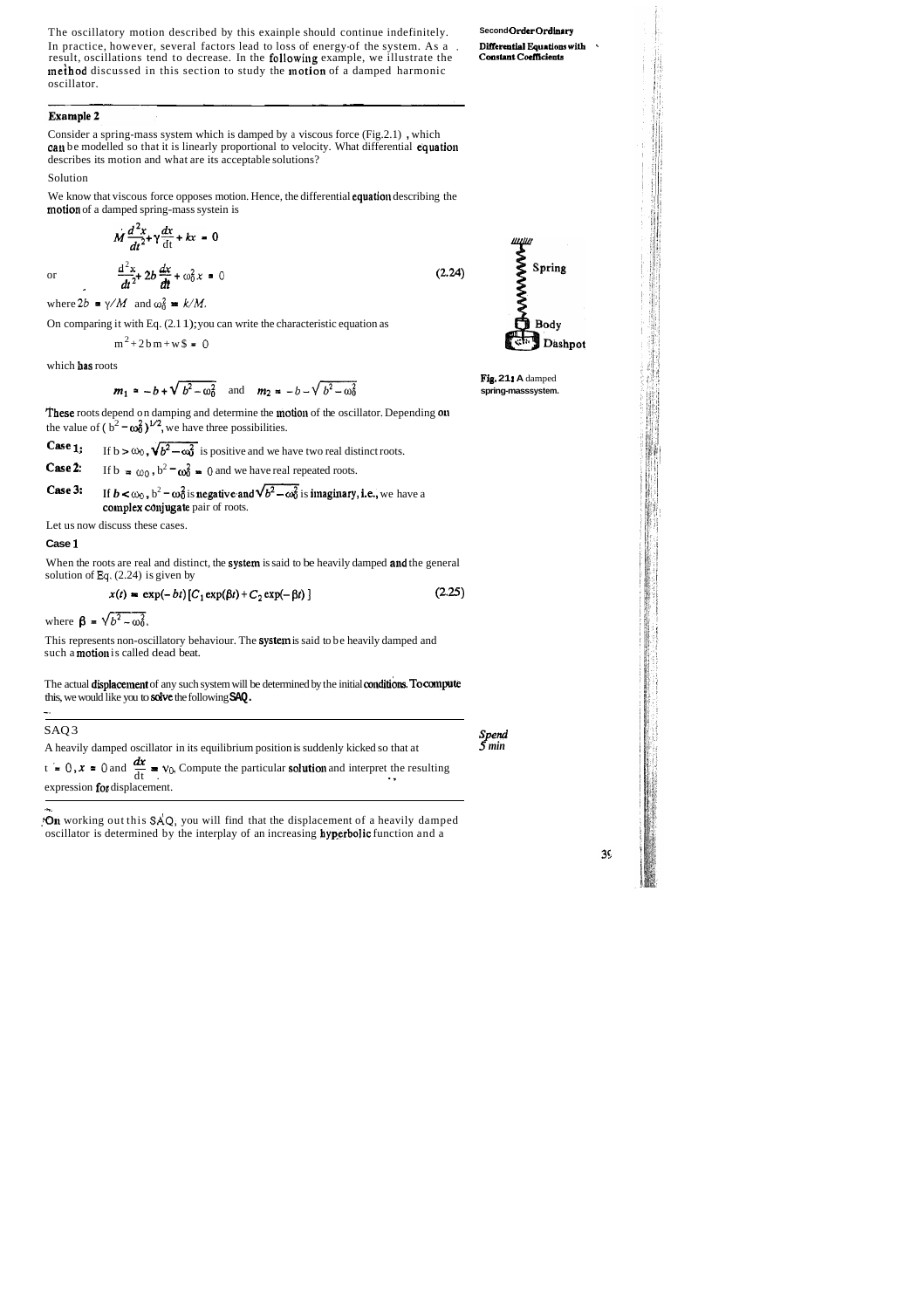The oscillatory motion described by this example should continue indefinitely. In practice, however, several factors lead to loss of energy of the system. As a result, oscillations tend to decrease. In the following example, we illustrate the method discussed in this section to study the motion of a damped harmonic oscillator.

**Example 2**

Consider a spring-mass system which is damped by a viscous force (Fig.2.1), which can be modelled so that it is linearly proportional to velocity. What differential equation describes its motion and what are its acceptable solutions?

Solution

We know that viscous force opposes motion. Hence, the differential equation describing the motion of a damped spring-mass system is

$$M\frac{d^2x}{dt^2} + \gamma\frac{dx}{dt} + kx = 0$$

or

$$\frac{d^2x}{dt^2} + 2b\frac{dx}{dt} + \omega_0^2 x = 0 \qquad (2.24)$$

where $2b = \gamma/M$ and $\omega_0^2 = k/M$.

On comparing it with Eq. (2.11); you can write the characteristic equation as

$$m^2 + 2bm + \omega_0^2 = 0$$

which has roots

$$m_1 = -b + \sqrt{b^2 - \omega_0^2} \quad \text{and} \quad m_2 = -b - \sqrt{b^2 - \omega_0^2}$$

Spring

Body

Dashpot

**Fig. 2.1:** A damped spring-mass system.

These roots depend on damping and determine the motion of the oscillator. Depending on the value of $(b^2 - \omega_0^2)^{1/2}$, we have three possibilities.

**Case 1:** If $b > \omega_0$, $\sqrt{b^2 - \omega_0^2}$ is positive and we have two real distinct roots.

**Case 2:** If $b = \omega_0$, $b^2 - \omega_0^2 = 0$ and we have real repeated roots.

**Case 3:** If $b < \omega_0$, $b^2 - \omega_0^2$ is negative and $\sqrt{b^2 - \omega_0^2}$ is imaginary, i.e., we have a complex conjugate pair of roots.

Let us now discuss these cases.

**Case 1**

When the roots are real and distinct, the system is said to be heavily damped and the general solution of Eq. (2.24) is given by

$$x(t) = \exp(-bt)\,[C_1 \exp(\beta t) + C_2 \exp(-\beta t)] \qquad (2.25)$$

where $\beta = \sqrt{b^2 - \omega_0^2}$.

This represents non-oscillatory behaviour. The system is said to be heavily damped and such a motion is called dead beat.

The actual displacement of any such system will be determined by the initial conditions. To compute this, we would like you to solve the following SAQ.

---

**SAQ 3**

*Spend 5 min*

A heavily damped oscillator in its equilibrium position is suddenly kicked so that at $t = 0$, $x = 0$ and $\frac{dx}{dt} = v_0$. Compute the particular solution and interpret the resulting expression for displacement.

---

On working out this SAQ, you will find that the displacement of a heavily damped oscillator is determined by the interplay of an increasing hyperbolic function and a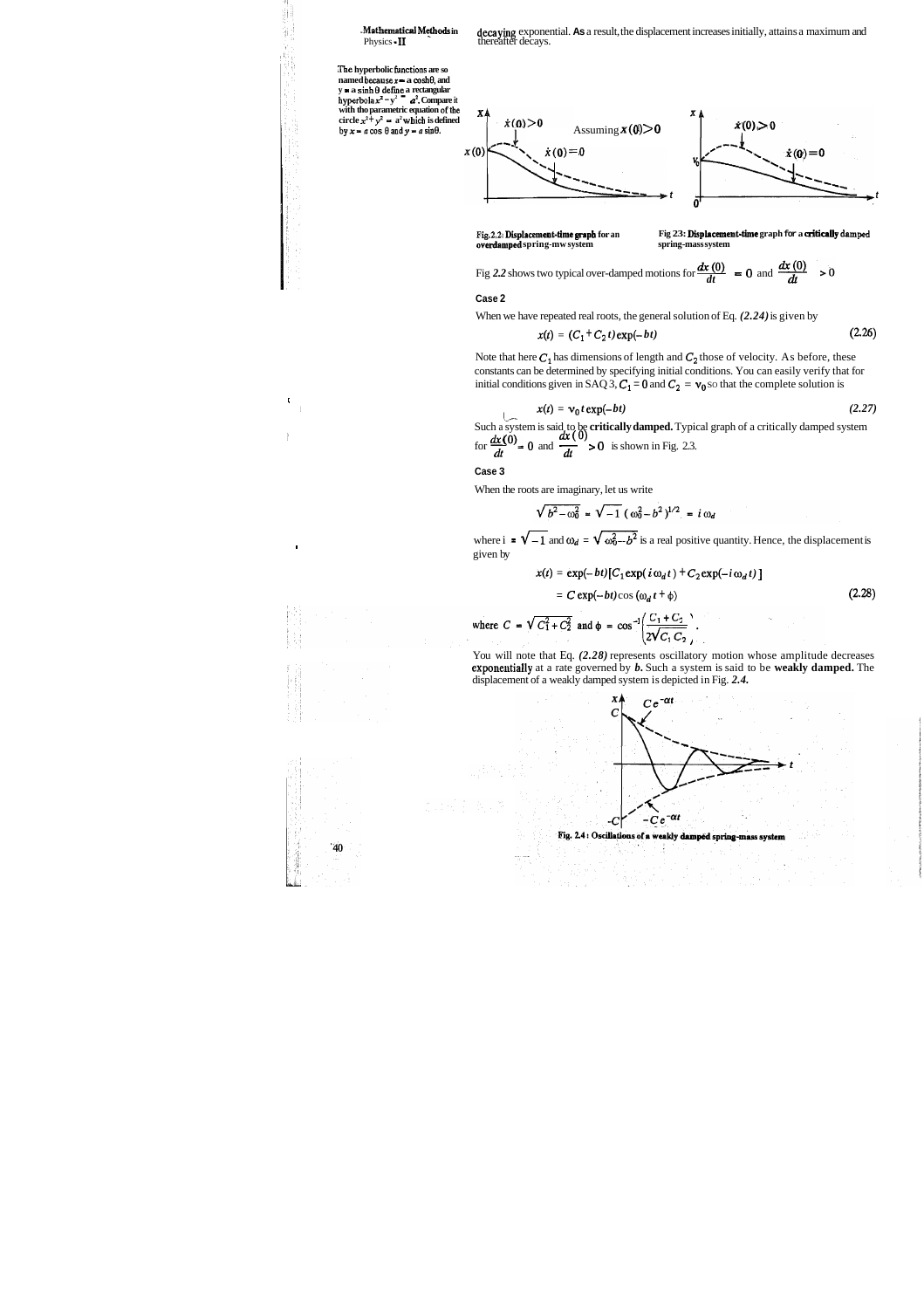decaying exponential. As a result, the displacement increases initially, attains a maximum and thereafter decays.

The hyperbolic functions are so named because $x = a\cosh\theta$, and $y = a\sinh\theta$ define a rectangular hyperbola $x^2 - y^2 = a^2$. Compare it with the parametric equation of the circle $x^2 + y^2 = a^2$ which is defined by $x = a\cos\theta$ and $y = a\sin\theta$.

Fig. 2.2: Displacement-time graph for an overdamped spring-mass system

Fig 2.3: Displacement-time graph for a critically damped spring-mass system

Fig 2.2 shows two typical over-damped motions for $\frac{dx(0)}{dt} = 0$ and $\frac{dx(0)}{dt} > 0$

**Case 2**

When we have repeated real roots, the general solution of Eq. *(2.24)* is given by

$$x(t) = (C_1 + C_2 t)\exp(-bt) \tag{2.26}$$

Note that here $C_1$ has dimensions of length and $C_2$ those of velocity. As before, these constants can be determined by specifying initial conditions. You can easily verify that for initial conditions given in SAQ 3, $C_1 = 0$ and $C_2 = v_0$ so that the complete solution is

$$x(t) = v_0 t\exp(-bt) \tag{2.27}$$

Such a system is said to be **critically damped.** Typical graph of a critically damped system for $\frac{dx(0)}{dt} = 0$ and $\frac{dx(0)}{dt} > 0$ is shown in Fig. 2.3.

**Case 3**

When the roots are imaginary, let us write

$$\sqrt{b^2 - \omega_0^2} = \sqrt{-1}\,(\omega_0^2 - b^2)^{1/2} = i\,\omega_d$$

where $i = \sqrt{-1}$ and $\omega_d = \sqrt{\omega_0^2 - b^2}$ is a real positive quantity. Hence, the displacement is given by

$$x(t) = \exp(-bt)[C_1\exp(i\,\omega_d t) + C_2\exp(-i\,\omega_d t)]$$

$$= C\exp(-bt)\cos(\omega_d t + \phi) \tag{2.28}$$

where $C = \sqrt{C_1^2 + C_2^2}$ and $\phi = \cos^{-1}\left(\frac{C_1 + C_2}{2\sqrt{C_1 C_2}}\right)$.

You will note that Eq. *(2.28)* represents oscillatory motion whose amplitude decreases exponentially at a rate governed by *b*. Such a system is said to be **weakly damped.** The displacement of a weakly damped system is depicted in Fig. *2.4.*

Fig. 2.4: Oscillations of a weakly damped spring-mass system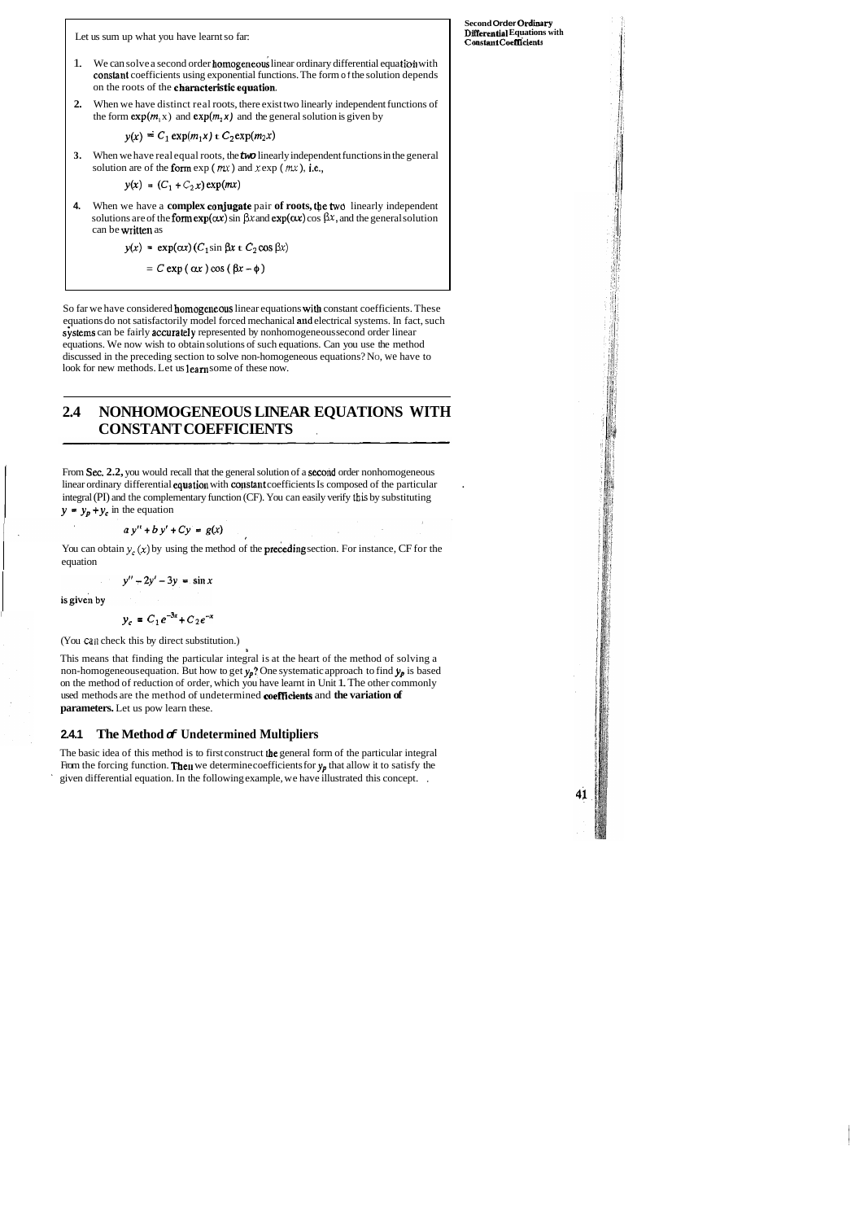Let us sum up what you have learnt so far:

1. We can solve a second order homogeneous linear ordinary differential equation with constant coefficients using exponential functions. The form of the solution depends on the roots of the **characteristic equation**.

2. When we have distinct real roots, there exist two linearly independent functions of the form $\exp(m_1 x)$ and $\exp(m_2 x)$ and the general solution is given by

   $$y(x) = C_1 \exp(m_1 x) + C_2 \exp(m_2 x)$$

3. When we have real equal roots, the *two* linearly independent functions in the general solution are of the form $\exp(mx)$ and $x\exp(mx)$, i.e.,

   $$y(x) = (C_1 + C_2 x)\exp(mx)$$

4. When we have a **complex conjugate** pair **of roots,** the two linearly independent solutions are of the form $\exp(\alpha x)\sin\beta x$ and $\exp(\alpha x)\cos\beta x$, and the general solution can be written as

   $$y(x) = \exp(\alpha x)(C_1 \sin\beta x + C_2 \cos\beta x)$$

   $$= C\exp(\alpha x)\cos(\beta x - \phi)$$

So far we have considered homogeneous linear equations with constant coefficients. These equations do not satisfactorily model forced mechanical and electrical systems. In fact, such systems can be fairly accurately represented by nonhomogeneous second order linear equations. We now wish to obtain solutions of such equations. Can you use the method discussed in the preceding section to solve non-homogeneous equations? No, we have to look for new methods. Let us learn some of these now.

## 2.4 NONHOMOGENEOUS LINEAR EQUATIONS WITH CONSTANT COEFFICIENTS

From **Sec. 2.2,** you would recall that the general solution of a second order nonhomogeneous linear ordinary differential equation with constant coefficients Is composed of the particular integral (PI) and the complementary function (CF). You can easily verify this by substituting $y = y_p + y_c$ in the equation

$$a\,y'' + b\,y' + Cy = g(x)$$

You can obtain $y_c(x)$ by using the method of the preceding section. For instance, CF for the equation

$$y'' - 2y' - 3y = \sin x$$

is given by

$$y_c = C_1 e^{-3x} + C_2 e^{-x}$$

(You can check this by direct substitution.)

This means that finding the particular integral is at the heart of the method of solving a non-homogeneous equation. But how to get $y_p$? One systematic approach to find $y_p$ is based on the method of reduction of order, which you have learnt in Unit 1. The other commonly used methods are the method of undetermined **coefficients** and **the variation of parameters.** Let us pow learn these.

### 2.4.1 The Method of Undetermined Multipliers

The basic idea of this method is to first construct the general form of the particular integral From the forcing function. Then we determine coefficients for $y_p$ that allow it to satisfy the given differential equation. In the following example, we have illustrated this concept.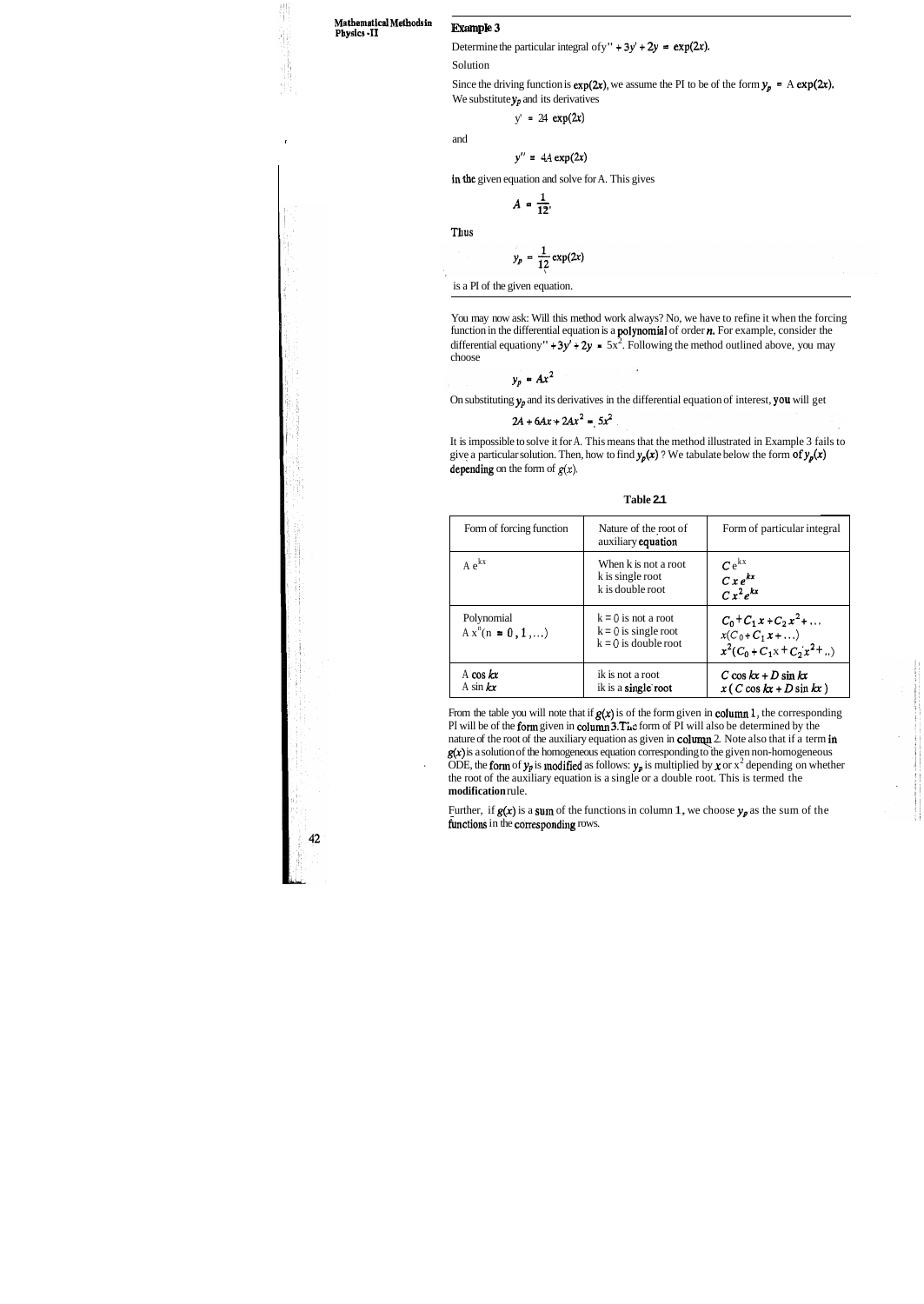### Example 3

Determine the particular integral of $y'' + 3y' + 2y = \exp(2x)$.

Solution

Since the driving function is $\exp(2x)$, we assume the PI to be of the form $y_p = A\exp(2x)$. We substitute $y_p$ and its derivatives

$$y' = 2A\exp(2x)$$

and

$$y'' = 4A\exp(2x)$$

in the given equation and solve for A. This gives

$$A = \frac{1}{12}.$$

Thus

$$y_p = \frac{1}{12}\exp(2x)$$

is a PI of the given equation.

You may now ask: Will this method work always? No, we have to refine it when the forcing function in the differential equation is a polynomial of order $n$. For example, consider the differential equation $y'' + 3y' + 2y = 5x^2$. Following the method outlined above, you may choose

$$y_p = Ax^2$$

On substituting $y_p$ and its derivatives in the differential equation of interest, you will get

$$2A + 6Ax + 2Ax^2 = 5x^2$$

It is impossible to solve it for A. This means that the method illustrated in Example 3 fails to give a particular solution. Then, how to find $y_p(x)$ ? We tabulate below the form of $y_p(x)$ depending on the form of $g(x)$.

**Table 2.1**

| Form of forcing function | Nature of the root of auxiliary equation | Form of particular integral |
|---|---|---|
| $Ae^{kx}$ | When k is not a root<br>k is single root<br>k is double root | $Ce^{kx}$<br>$Cxe^{kx}$<br>$Cx^2e^{kx}$ |
| Polynomial<br>$Ax^n (n = 0, 1, \ldots)$ | $k = 0$ is not a root<br>$k = 0$ is single root<br>$k = 0$ is double root | $C_0 + C_1x + C_2x^2 + \ldots$<br>$x(C_0 + C_1x + \ldots)$<br>$x^2(C_0 + C_1x + C_2x^2 + \ldots)$ |
| $A\cos kx$<br>$A\sin kx$ | $ik$ is not a root<br>$ik$ is a single root | $C\cos kx + D\sin kx$<br>$x(C\cos kx + D\sin kx)$ |

From the table you will note that if $g(x)$ is of the form given in column 1, the corresponding PI will be of the form given in column 3. The form of PI will also be determined by the nature of the root of the auxiliary equation as given in column 2. Note also that if a term in $g(x)$ is a solution of the homogeneous equation corresponding to the given non-homogeneous ODE, the form of $y_p$ is modified as follows: $y_p$ is multiplied by $x$ or $x^2$ depending on whether the root of the auxiliary equation is a single or a double root. This is termed the **modification** rule.

Further, if $g(x)$ is a sum of the functions in column 1, we choose $y_p$ as the sum of the functions in the corresponding rows.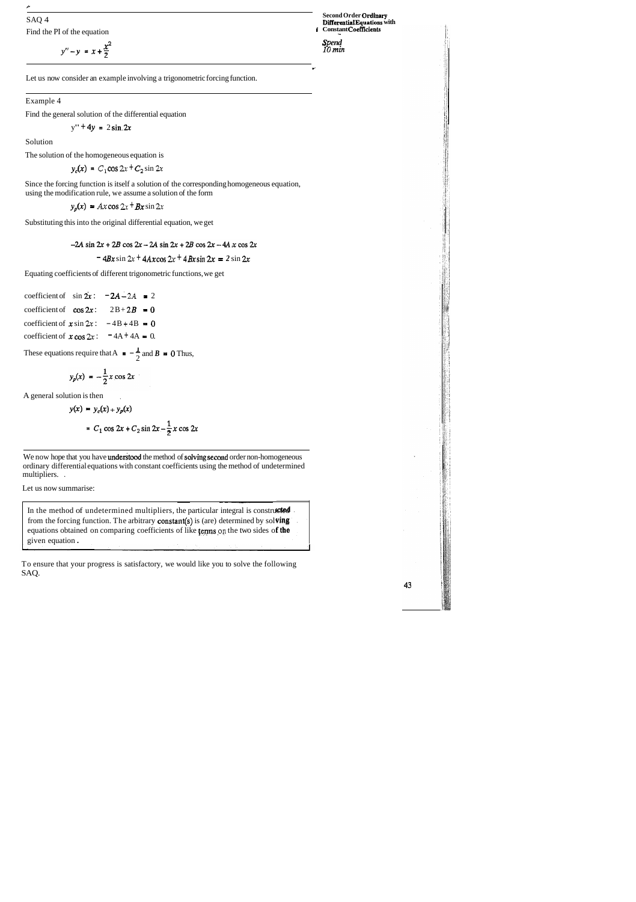SAQ 4

Find the PI of the equation

$$y'' - y = x + \frac{x^2}{2}$$

*Spend 10 min*

Let us now consider an example involving a trigonometric forcing function.

Example 4

Find the general solution of the differential equation

$$y'' + 4y = 2\sin 2x$$

Solution

The solution of the homogeneous equation is

$$y_c(x) = C_1 \cos 2x + C_2 \sin 2x$$

Since the forcing function is itself a solution of the corresponding homogeneous equation, using the modification rule, we assume a solution of the form

$$y_p(x) = Ax\cos 2x + Bx \sin 2x$$

Substituting this into the original differential equation, we get

$$-2A \sin 2x + 2B \cos 2x - 2A \sin 2x + 2B \cos 2x - 4A\, x \cos 2x$$

$$- 4Bx \sin 2x + 4Ax\cos 2x + 4Bx \sin 2x = 2 \sin 2x$$

Equating coefficients of different trigonometric functions, we get

coefficient of $\sin 2x$ : $-2A - 2A = 2$

coefficient of $\cos 2x$ : $2B + 2B = 0$

coefficient of $x \sin 2x$ : $-4B + 4B = 0$

coefficient of $x \cos 2x$ : $-4A + 4A = 0.$

These equations require that $A = -\frac{1}{2}$ and $B = 0$ Thus,

$$y_p(x) = -\frac{1}{2} x \cos 2x$$

A general solution is then

$$y(x) = y_c(x) + y_p(x)$$

$$= C_1 \cos 2x + C_2 \sin 2x - \frac{1}{2} x \cos 2x$$

We now hope that you have understood the method of solving second order non-homogeneous ordinary differential equations with constant coefficients using the method of undetermined multipliers.

Let us now summarise:

> In the method of undetermined multipliers, the particular integral is constructed from the forcing function. The arbitrary constant(s) is (are) determined by solving equations obtained on comparing coefficients of like terms on the two sides of the given equation.

To ensure that your progress is satisfactory, we would like you to solve the following SAQ.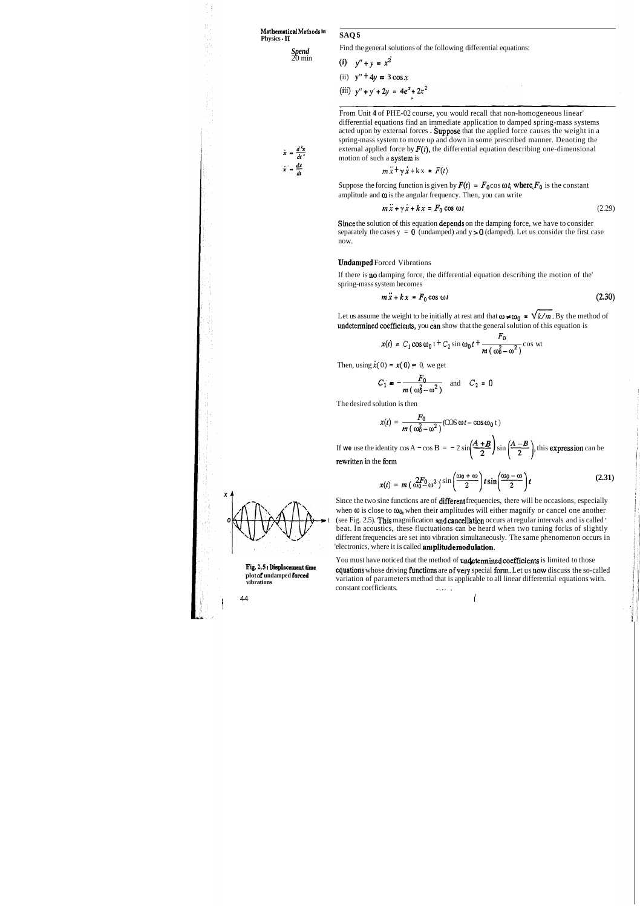**SAQ 5**

*Spend 20 min*

Find the general solutions of the following differential equations:

(i) $y'' + y = x^2$

(ii) $y'' + 4y = 3\cos x$

(iii) $y'' + y' + 2y = 4e^x + 2x^2$

From Unit 4 of PHE-02 course, you would recall that non-homogeneous linear differential equations find an immediate application to damped spring-mass systems acted upon by external forces. Suppose that the applied force causes the weight in a spring-mass system to move up and down in some prescribed manner. Denoting the external applied force by $F(t)$, the differential equation describing one-dimensional motion of such a system is

$\ddot{x} = \frac{d^2x}{dt^2}$

$\dot{x} = \frac{dx}{dt}$

$$m\ddot{x} + \gamma\dot{x} + kx = F(t)$$

Suppose the forcing function is given by $F(t) = F_0 \cos\omega t$, where $F_0$ is the constant amplitude and $\omega$ is the angular frequency. Then, you can write

$$m\ddot{x} + \gamma\dot{x} + kx = F_0 \cos\omega t \tag{2.29}$$

Since the solution of this equation depends on the damping force, we have to consider separately the cases $\gamma = 0$ (undamped) and $\gamma > 0$ (damped). Let us consider the first case now.

**Undamped** Forced Vibrations

If there is no damping force, the differential equation describing the motion of the spring-mass system becomes

$$m\ddot{x} + kx = F_0 \cos\omega t \tag{2.30}$$

Let us assume the weight to be initially at rest and that $\omega \neq \omega_0 = \sqrt{k/m}$. By the method of **undetermined coefficients**, you can show that the general solution of this equation is

$$x(t) = C_1 \cos\omega_0 t + C_2 \sin\omega_0 t + \frac{F_0}{m(\omega_0^2 - \omega^2)}\cos \omega t$$

Then, using $\dot{x}(0) = x(0) = 0$, we get

$$C_1 = -\frac{F_0}{m(\omega_0^2 - \omega^2)} \quad \text{and} \quad C_2 = 0$$

The desired solution is then

$$x(t) = \frac{F_0}{m(\omega_0^2 - \omega^2)}(\cos\omega t - \cos\omega_0 t)$$

If we use the identity $\cos A - \cos B = -2\sin\left(\frac{A+B}{2}\right)\sin\left(\frac{A-B}{2}\right)$, this expression can be rewritten in the form

$$x(t) = \frac{2F_0}{m(\omega_0^2 - \omega^2)}\sin\left(\frac{\omega_0 + \omega}{2}\right)t\,\sin\left(\frac{\omega_0 - \omega}{2}\right)t \tag{2.31}$$

Since the two sine functions are of different frequencies, there will be occasions, especially when $\omega$ is close to $\omega_0$, when their amplitudes will either magnify or cancel one another (see Fig. 2.5). This magnification and cancellation occurs at regular intervals and is called beat. In acoustics, these fluctuations can be heard when two tuning forks of slightly different frequencies are set into vibration simultaneously. The same phenomenon occurs in electronics, where it is called **amplitude modulation**.

**Fig. 2.5: Displacement time plot of undamped forced vibrations**

You must have noticed that the method of **undetermined coefficients** is limited to those equations whose driving functions are of very special form. Let us now discuss the so-called variation of parameters method that is applicable to all linear differential equations with constant coefficients.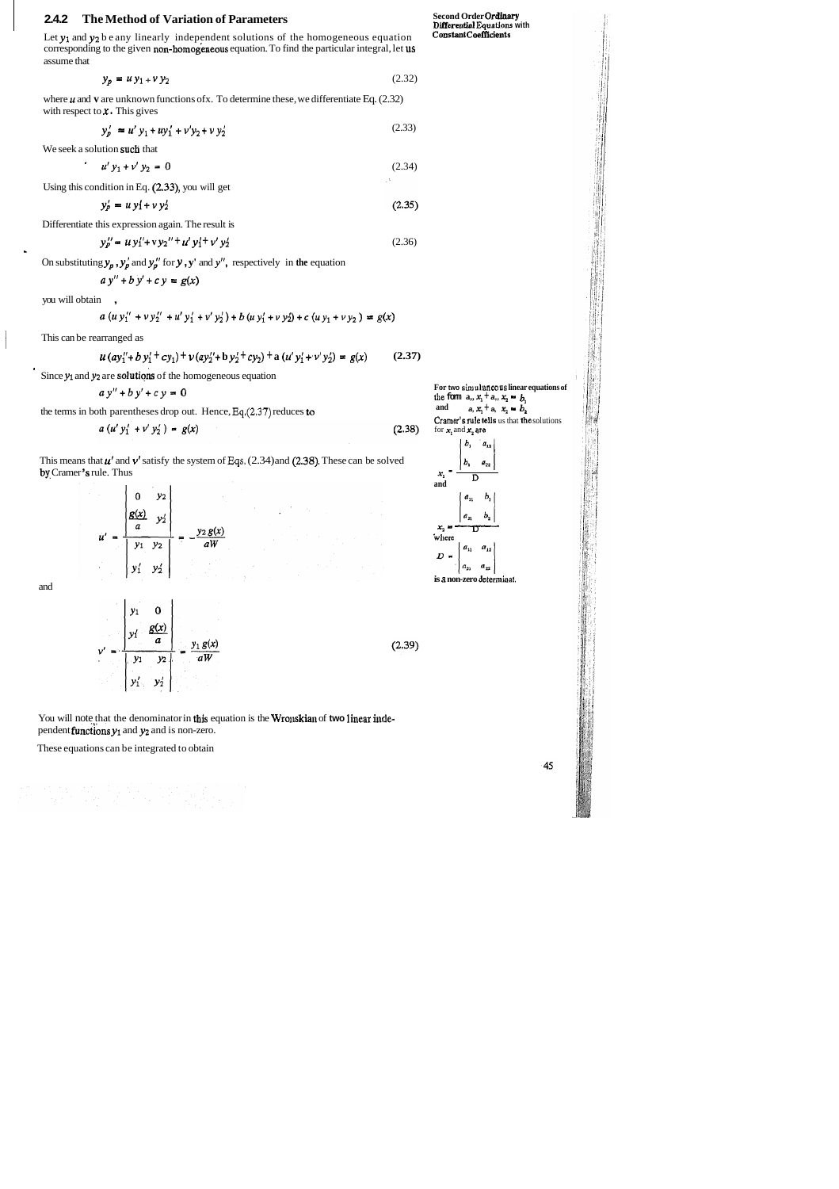### 2.4.2 The Method of Variation of Parameters

Let $y_1$ and $y_2$ be any linearly independent solutions of the homogeneous equation corresponding to the given non-homogeneous equation. To find the particular integral, let us assume that

$$y_p = u\,y_1 + v\,y_2 \tag{2.32}$$

where $u$ and $v$ are unknown functions of $x$. To determine these, we differentiate Eq. (2.32) with respect to $x$. This gives

$$y_p' = u'\,y_1 + u y_1' + v' y_2 + v\,y_2' \tag{2.33}$$

We seek a solution such that

$$u'\,y_1 + v'\,y_2 = 0 \tag{2.34}$$

Using this condition in Eq. (2.33), you will get

$$y_p' = u\,y_1' + v\,y_2' \tag{2.35}$$

Differentiate this expression again. The result is

$$y_p'' = u\,y_1'' + v\,y_2'' + u'\,y_1' + v'\,y_2' \tag{2.36}$$

On substituting $y_p$, $y_p'$ and $y_p''$ for $y$, $y'$ and $y''$, respectively in the equation

$$a\,y'' + b\,y' + c\,y = g(x)$$

you will obtain

$$a\,(u\,y_1'' + v\,y_2'' + u'\,y_1' + v'\,y_2') + b\,(u\,y_1' + v\,y_2') + c\,(u\,y_1 + v\,y_2) = g(x)$$

This can be rearranged as

$$u\,(a y_1'' + b\,y_1' + c y_1) + v\,(a y_2'' + b\,y_2' + c y_2) + a\,(u'\,y_1' + v'\,y_2') = g(x) \tag{2.37}$$

Since $y_1$ and $y_2$ are solutions of the homogeneous equation

$$a\,y'' + b\,y' + c\,y = 0$$

the terms in both parentheses drop out. Hence, Eq.(2.37) reduces to

$$a\,(u'\,y_1' + v'\,y_2') = g(x) \tag{2.38}$$

This means that $u'$ and $v'$ satisfy the system of Eqs. (2.34) and (2.38). These can be solved by Cramer's rule. Thus

$$u' = \frac{\begin{vmatrix} 0 & y_2 \\ \dfrac{g(x)}{a} & y_2' \end{vmatrix}}{\begin{vmatrix} y_1 & y_2 \\ y_1' & y_2' \end{vmatrix}} = -\frac{y_2\,g(x)}{aW}$$

and

$$v' = \frac{\begin{vmatrix} y_1 & 0 \\ y_1' & \dfrac{g(x)}{a} \end{vmatrix}}{\begin{vmatrix} y_1 & y_2 \\ y_1' & y_2' \end{vmatrix}} = \frac{y_1\,g(x)}{aW} \tag{2.39}$$

You will note that the denominator in this equation is the Wronskian of two linear independent functions $y_1$ and $y_2$ and is non-zero.

These equations can be integrated to obtain

For two simultaneous linear equations of the form $a_{11}x_1 + a_{12}x_2 = b_1$ and $a_{21}x_1 + a_{22}x_2 = b_2$ Cramer's rule tells us that the solutions for $x_1$ and $x_2$ are

$$x_1 = \frac{\begin{vmatrix} b_1 & a_{12} \\ b_2 & a_{22} \end{vmatrix}}{D}$$

and

$$x_2 = \frac{\begin{vmatrix} a_{11} & b_1 \\ a_{21} & b_2 \end{vmatrix}}{D}$$

where

$$D = \begin{vmatrix} a_{11} & a_{12} \\ a_{21} & a_{22} \end{vmatrix}$$

is a non-zero determinant.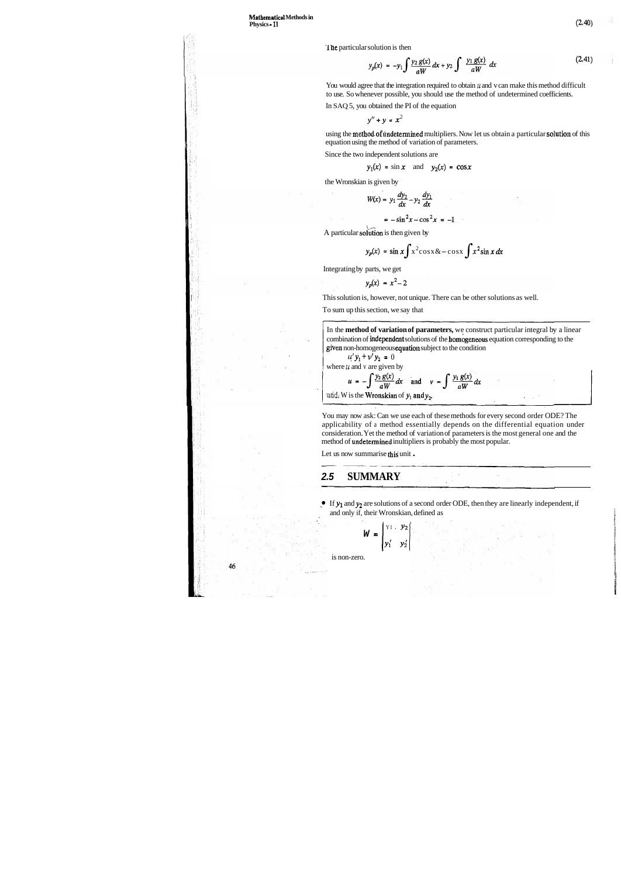The particular solution is then

$$y_p(x) = -y_1 \int \frac{y_2\, g(x)}{aW}\, dx + y_2 \int \frac{y_1\, g(x)}{aW}\, dx \tag{2.41}$$

You would agree that the integration required to obtain $u$ and $v$ can make this method difficult to use. So whenever possible, you should use the method of undetermined coefficients.

In SAQ 5, you obtained the PI of the equation

$$y'' + y = x^2$$

using the method of undetermined multipliers. Now let us obtain a particular solution of this equation using the method of variation of parameters.

Since the two independent solutions are

$$y_1(x) = \sin x \quad \text{and} \quad y_2(x) = \cos x$$

the Wronskian is given by

$$W(x) = y_1 \frac{dy_2}{dx} - y_2 \frac{dy_1}{dx}$$

$$= -\sin^2 x - \cos^2 x = -1$$

A particular solution is then given by

$$y_p(x) = \sin x \int x^2 \cos x\, dx - \cos x \int x^2 \sin x\, dx$$

Integrating by parts, we get

$$y_p(x) = x^2 - 2$$

This solution is, however, not unique. There can be other solutions as well.

To sum up this section, we say that

> In the **method of variation of parameters,** we construct particular integral by a linear combination of independent solutions of the homogeneous equation corresponding to the given non-homogeneous equation subject to the condition
>
> $$u' y_1 + v' y_2 = 0$$
>
> where $u$ and $v$ are given by
>
> $$u = -\int \frac{y_2\, g(x)}{aW}\, dx \quad \text{and} \quad v = \int \frac{y_1\, g(x)}{aW}\, dx$$
>
> and $W$ is the Wronskian of $y_1$ and $y_2$.

You may now ask: Can we use each of these methods for every second order ODE? The applicability of a method essentially depends on the differential equation under consideration. Yet the method of variation of parameters is the most general one and the method of undetermined multipliers is probably the most popular.

Let us now summarise this unit.

## 2.5 SUMMARY

- If $y_1$ and $y_2$ are solutions of a second order ODE, then they are linearly independent, if and only if, their Wronskian, defined as

$$W = \begin{vmatrix} y_1 & y_2 \\ y_1' & y_2' \end{vmatrix}$$

is non-zero.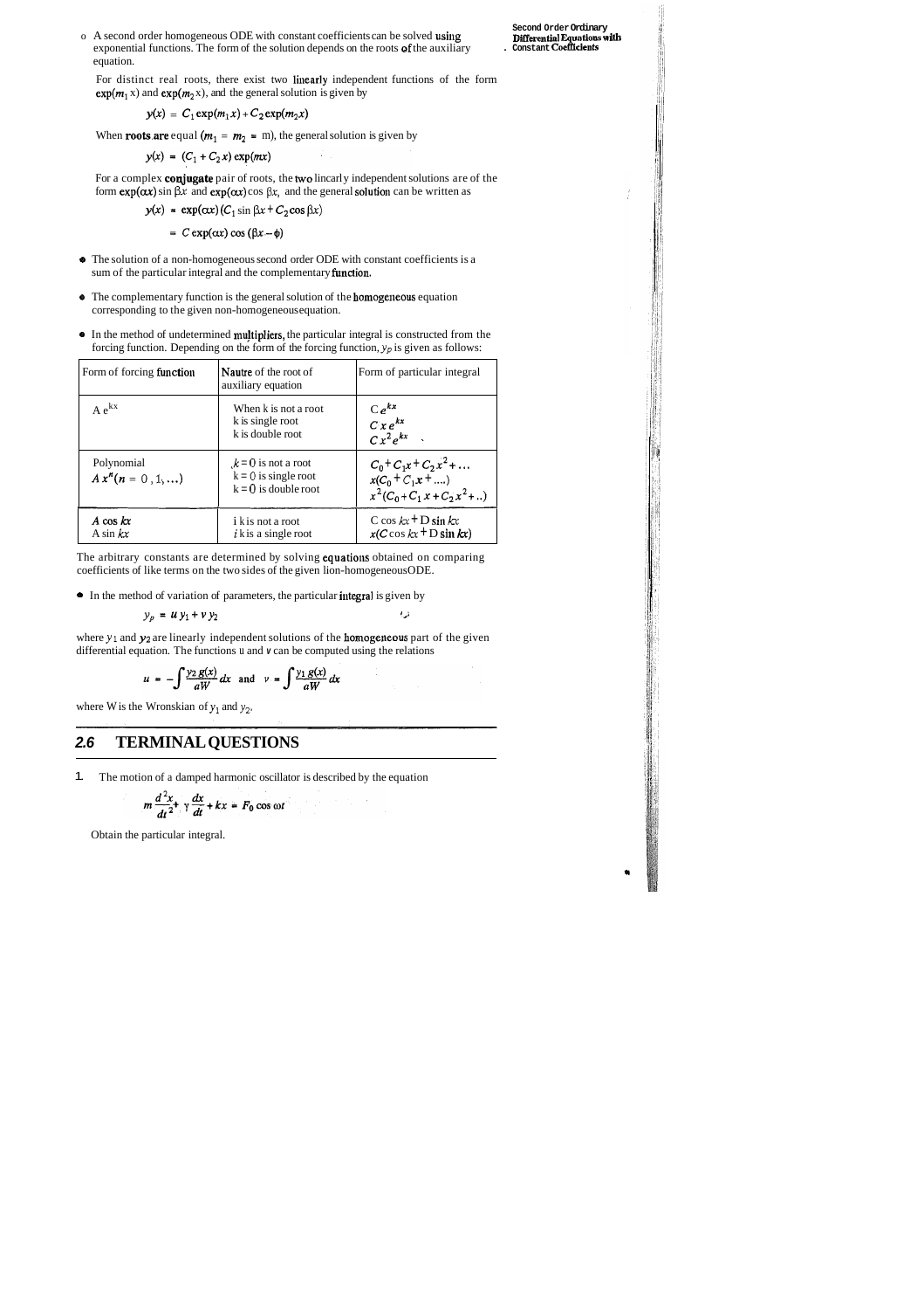- A second order homogeneous ODE with constant coefficients can be solved using exponential functions. The form of the solution depends on the roots of the auxiliary equation.

  For distinct real roots, there exist two linearly independent functions of the form $\exp(m_1 x)$ and $\exp(m_2 x)$, and the general solution is given by

$$y(x) = C_1 \exp(m_1 x) + C_2 \exp(m_2 x)$$

  When roots are equal ($m_1 = m_2 = m$), the general solution is given by

$$y(x) = (C_1 + C_2 x) \exp(mx)$$

  For a complex conjugate pair of roots, the two linearly independent solutions are of the form $\exp(\alpha x) \sin \beta x$ and $\exp(\alpha x) \cos \beta x$, and the general solution can be written as

$$y(x) = \exp(\alpha x)(C_1 \sin \beta x + C_2 \cos \beta x)$$

$$= C \exp(\alpha x) \cos(\beta x - \phi)$$

- The solution of a non-homogeneous second order ODE with constant coefficients is a sum of the particular integral and the complementary function.

- The complementary function is the general solution of the homogeneous equation corresponding to the given non-homogeneous equation.

- In the method of undetermined multipliers, the particular integral is constructed from the forcing function. Depending on the form of the forcing function, $y_p$ is given as follows:

| Form of forcing function | Nautre of the root of auxiliary equation | Form of particular integral |
|---|---|---|
| $A e^{kx}$ | When k is not a root<br>k is single root<br>k is double root | $C e^{kx}$<br>$C x e^{kx}$<br>$C x^2 e^{kx}$ |
| Polynomial<br>$A x^n (n = 0, 1, \ldots)$ | $k = 0$ is not a root<br>$k = 0$ is single root<br>$k = 0$ is double root | $C_0 + C_1 x + C_2 x^2 + \ldots$<br>$x(C_0 + C_1 x + \ldots)$<br>$x^2(C_0 + C_1 x + C_2 x^2 + \ldots)$ |
| $A \cos kx$<br>$A \sin kx$ | $ik$ is not a root<br>$ik$ is a single root | $C \cos kx + D \sin kx$<br>$x(C \cos kx + D \sin kx)$ |

The arbitrary constants are determined by solving equations obtained on comparing coefficients of like terms on the two sides of the given lion-homogeneousODE.

- In the method of variation of parameters, the particular integral is given by

$$y_p = u\, y_1 + v\, y_2$$

where $y_1$ and $y_2$ are linearly independent solutions of the homogeneous part of the given differential equation. The functions $u$ and $v$ can be computed using the relations

$$u = -\int \frac{y_2\, g(x)}{aW}\, dx \quad \text{and} \quad v = \int \frac{y_1\, g(x)}{aW}\, dx$$

where W is the Wronskian of $y_1$ and $y_2$.

## 2.6 TERMINAL QUESTIONS

1. The motion of a damped harmonic oscillator is described by the equation

$$m \frac{d^2 x}{dt^2} + \gamma \frac{dx}{dt} + kx = F_0 \cos \omega t$$

   Obtain the particular integral.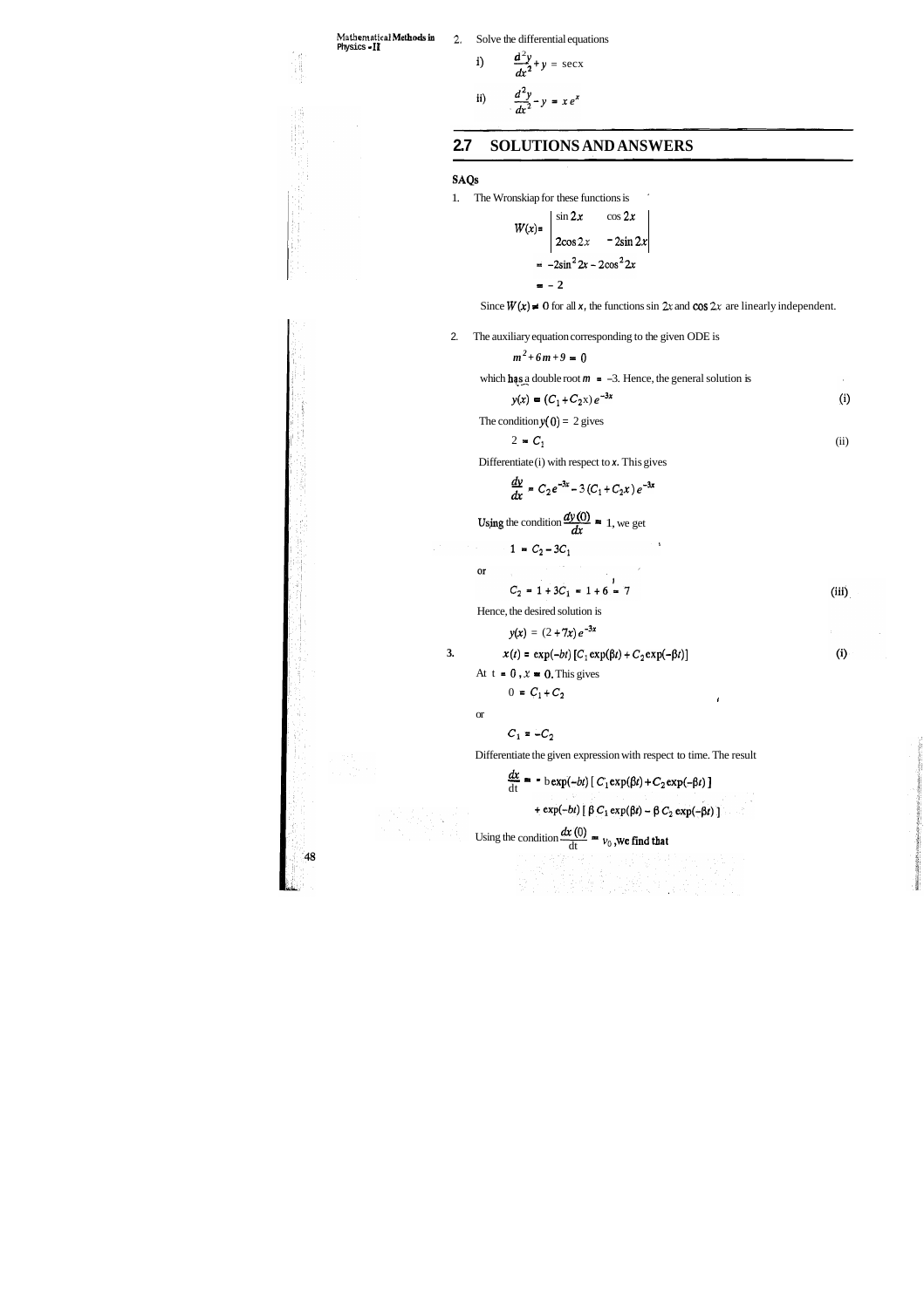2. Solve the differential equations

i) $$\frac{d^2y}{dx^2} + y = \sec x$$

ii) $$\frac{d^2y}{dx^2} - y = x e^x$$

## 2.7 SOLUTIONS AND ANSWERS

**SAQs**

1. The Wronskiap for these functions is

$$W(x) = \begin{vmatrix} \sin 2x & \cos 2x \\ 2\cos 2x & -2\sin 2x \end{vmatrix}$$

$$= -2\sin^2 2x - 2\cos^2 2x$$

$$= -2$$

Since $W(x) \neq 0$ for all $x$, the functions $\sin 2x$ and $\cos 2x$ are linearly independent.

2. The auxiliary equation corresponding to the given ODE is

$$m^2 + 6m + 9 = 0$$

which has a double root $m = -3$. Hence, the general solution is

$$y(x) = (C_1 + C_2 x)\, e^{-3x} \quad \text{(i)}$$

The condition $y(0) = 2$ gives

$$2 = C_1 \quad \text{(ii)}$$

Differentiate (i) with respect to $x$. This gives

$$\frac{dy}{dx} = C_2 e^{-3x} - 3\,(C_1 + C_2 x)\, e^{-3x}$$

Using the condition $\frac{dy(0)}{dx} = 1$, we get

$$1 = C_2 - 3C_1$$

or

$$C_2 = 1 + 3C_1 = 1 + 6 = 7 \quad \text{(iii)}$$

Hence, the desired solution is

$$y(x) = (2 + 7x)\, e^{-3x}$$

3. $$x(t) = \exp(-bt)\,[C_1 \exp(\beta t) + C_2 \exp(-\beta t)] \quad \text{(i)}$$

At $t = 0$, $x = 0$. This gives

$$0 = C_1 + C_2$$

or

$$C_1 = -C_2$$

Differentiate the given expression with respect to time. The result

$$\frac{dx}{dt} = -b\exp(-bt)\,[\,C_1 \exp(\beta t) + C_2 \exp(-\beta t)\,]$$

$$+ \exp(-bt)\,[\,\beta\, C_1 \exp(\beta t) - \beta\, C_2 \exp(-\beta t)\,]$$

Using the condition $\frac{dx(0)}{dt} = v_0$, we find that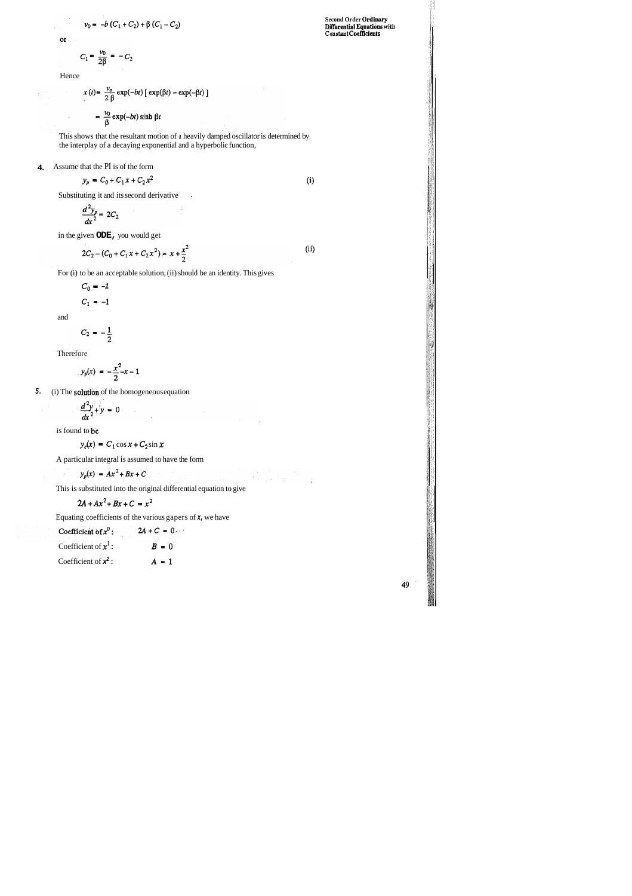$$v_0 = -b(C_1 + C_2) + \beta(C_1 - C_2)$$

or

$$C_1 = \frac{v_0}{2\beta} = -C_2$$

Hence

$$x(t) = \frac{v_o}{2\beta}\exp(-bt)\left[\exp(\beta t) - \exp(-\beta t)\right]$$

$$= \frac{v_0}{\beta}\exp(-bt)\sinh\beta t$$

This shows that the resultant motion of a heavily damped oscillator is determined by the interplay of a decaying exponential and a hyperbolic function,

**4.** Assume that the PI is of the form

$$y_p = C_0 + C_1 x + C_2 x^2 \qquad \text{(i)}$$

Substituting it and its second derivative

$$\frac{d^2 y_p}{dx^2} = 2C_2$$

in the given **ODE,** you would get

$$2C_2 - (C_0 + C_1 x + C_2 x^2) = x + \frac{x^2}{2} \qquad \text{(ii)}$$

For (i) to be an acceptable solution, (ii) should be an identity. This gives

$$C_0 = -1$$

$$C_1 = -1$$

and

$$C_2 = -\frac{1}{2}$$

Therefore

$$y_p(x) = -\frac{x^2}{2} - x - 1$$

**5.** (i) The solution of the homogeneous equation

$$\frac{d^2 y}{dx^2} + y = 0$$

is found to be

$$y_c(x) = C_1 \cos x + C_2 \sin x$$

A particular integral is assumed to have the form

$$y_p(x) = Ax^2 + Bx + C$$

This is substituted into the original differential equation to give

$$2A + Ax^2 + Bx + C = x^2$$

Equating coefficients of the various gapers of $x$, we have

Coefficient of $x^0$: $\quad 2A + C = 0$

Coefficient of $x^1$: $\quad B = 0$

Coefficient of $x^2$: $\quad A = 1$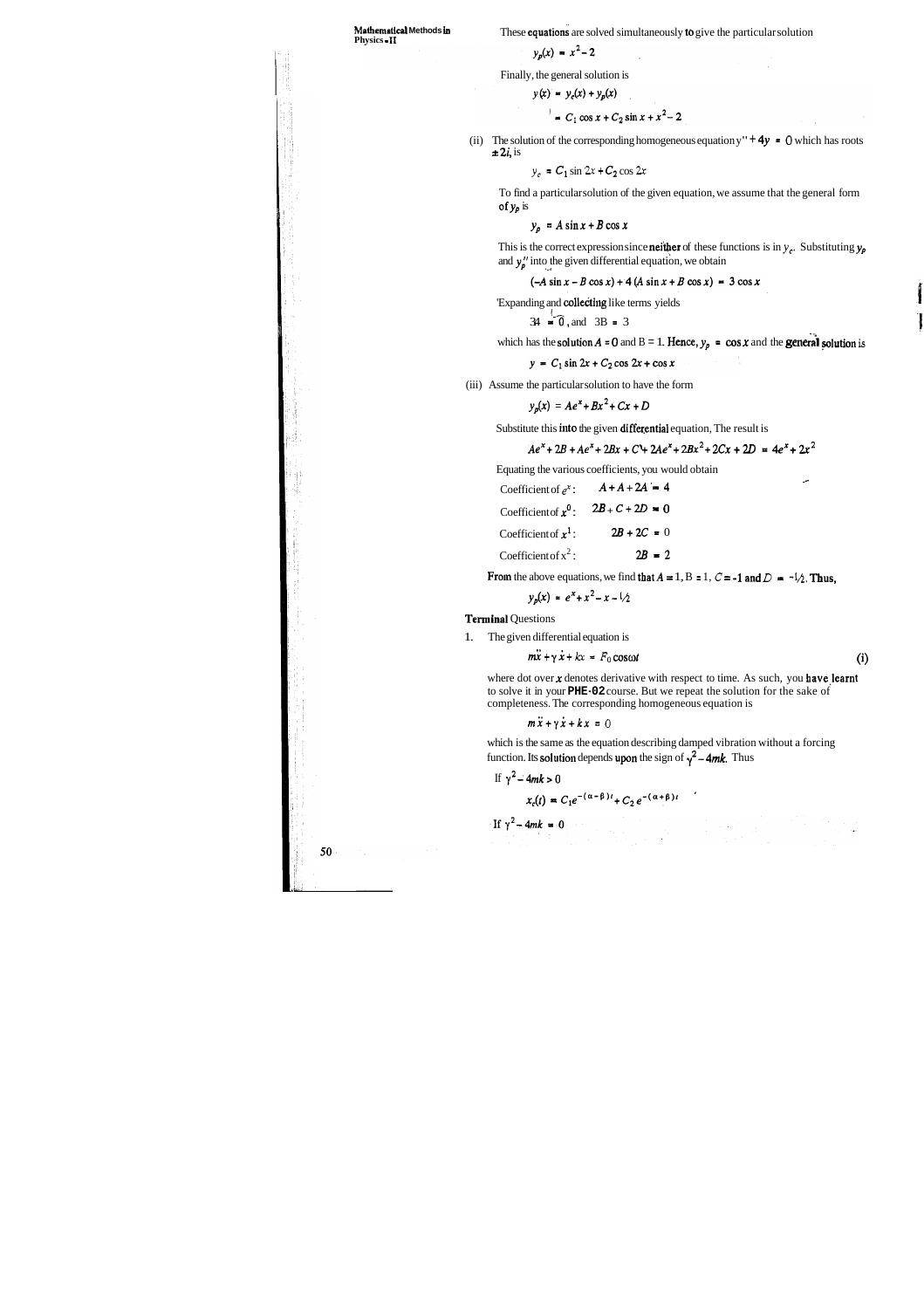These equations are solved simultaneously to give the particular solution

$$y_p(x) = x^2 - 2$$

Finally, the general solution is

$$y(x) = y_c(x) + y_p(x)$$

$$= C_1 \cos x + C_2 \sin x + x^2 - 2$$

(ii) The solution of the corresponding homogeneous equation $y'' + 4y = 0$ which has roots $\pm 2i$, is

$$y_c = C_1 \sin 2x + C_2 \cos 2x$$

To find a particular solution of the given equation, we assume that the general form of $y_p$ is

$$y_p = A \sin x + B \cos x$$

This is the correct expression since neither of these functions is in $y_c$. Substituting $y_p$ and $y_p''$ into the given differential equation, we obtain

$$(-A \sin x - B \cos x) + 4 (A \sin x + B \cos x) = 3 \cos x$$

Expanding and collecting like terms yields

$$3A = 0, \text{ and } 3B = 3$$

which has the solution $A = 0$ and $B = 1$. Hence, $y_p = \cos x$ and the general solution is

$$y = C_1 \sin 2x + C_2 \cos 2x + \cos x$$

(iii) Assume the particular solution to have the form

$$y_p(x) = Ae^x + Bx^2 + Cx + D$$

Substitute this into the given differential equation, The result is

$$Ae^x + 2B + Ae^x + 2Bx + C + 2Ae^x + 2Bx^2 + 2Cx + 2D = 4e^x + 2x^2$$

Equating the various coefficients, you would obtain

Coefficient of $e^x$: $A + A + 2A = 4$

Coefficient of $x^0$: $2B + C + 2D = 0$

Coefficient of $x^1$: $2B + 2C = 0$

Coefficient of $x^2$: $2B = 2$

From the above equations, we find that $A = 1$, $B = 1$, $C = -1$ and $D = -\frac{1}{2}$. Thus,

$$y_p(x) = e^x + x^2 - x - \tfrac{1}{2}$$

## Terminal Questions

1. The given differential equation is

$$m\ddot{x} + \gamma \dot{x} + kx = F_0 \cos\omega t \qquad \text{(i)}$$

where dot over $x$ denotes derivative with respect to time. As such, you have learnt to solve it in your PHE-02 course. But we repeat the solution for the sake of completeness. The corresponding homogeneous equation is

$$m\ddot{x} + \gamma \dot{x} + kx = 0$$

which is the same as the equation describing damped vibration without a forcing function. Its solution depends upon the sign of $\gamma^2 - 4mk$. Thus

If $\gamma^2 - 4mk > 0$

$$x_c(t) = C_1 e^{-(\alpha - \beta)t} + C_2 e^{-(\alpha + \beta)t}$$

If $\gamma^2 - 4mk = 0$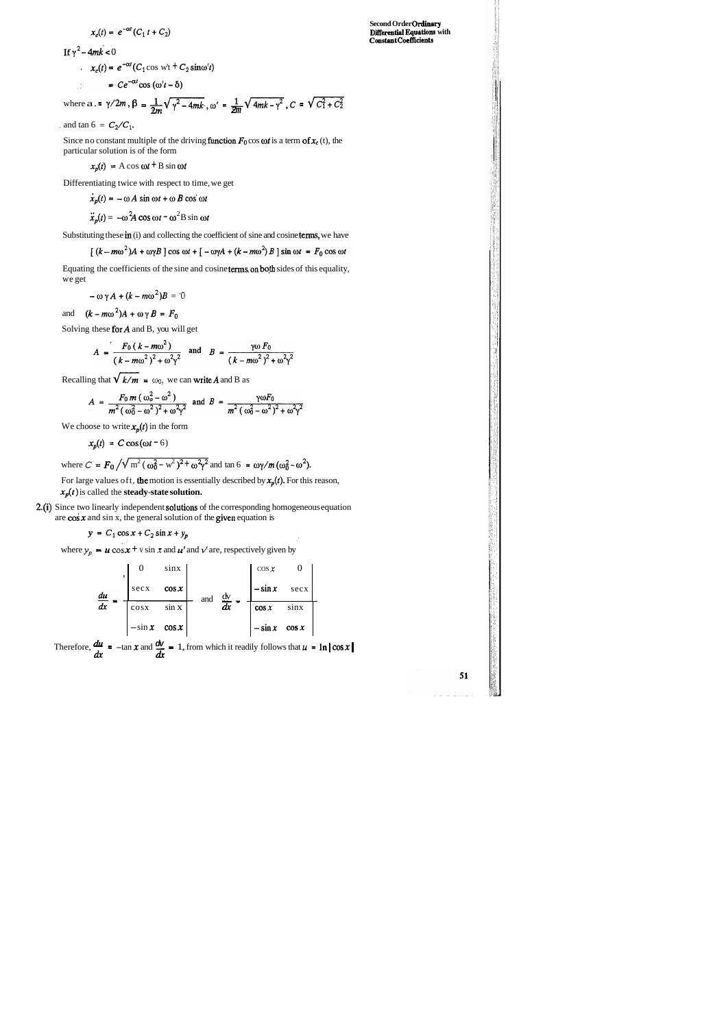$$x_c(t) = e^{-\alpha t}(C_1 t + C_2)$$

If $\gamma^2 - 4mk < 0$

$$x_c(t) = e^{-\alpha t}(C_1 \cos \omega' t + C_2 \sin \omega' t)$$

$$= Ce^{-\alpha t} \cos(\omega' t - \delta)$$

where $\alpha = \gamma/2m$, $\beta = \frac{1}{2m}\sqrt{\gamma^2 - 4mk}$, $\omega' = \frac{1}{2m}\sqrt{4mk - \gamma^2}$, $C = \sqrt{C_1^2 + C_2^2}$

and $\tan \delta = C_2/C_1$.

Since no constant multiple of the driving function $F_0 \cos \omega t$ is a term of $x_c(t)$, the particular solution is of the form

$$x_p(t) = A \cos \omega t + B \sin \omega t$$

Differentiating twice with respect to time, we get

$$\dot{x}_p(t) = -\omega A \sin \omega t + \omega B \cos \omega t$$

$$\ddot{x}_p(t) = -\omega^2 A \cos \omega t - \omega^2 B \sin \omega t$$

Substituting these in (i) and collecting the coefficient of sine and cosine terms, we have

$$[(k - m\omega^2)A + \omega\gamma B] \cos \omega t + [-\omega\gamma A + (k - m\omega^2)B] \sin \omega t = F_0 \cos \omega t$$

Equating the coefficients of the sine and cosine terms on both sides of this equality, we get

$$-\omega \gamma A + (k - m\omega^2)B = 0$$

and $\quad (k - m\omega^2)A + \omega \gamma B = F_0$

Solving these for $A$ and B, you will get

$$A = \frac{F_0 (k - m\omega^2)}{(k - m\omega^2)^2 + \omega^2\gamma^2} \quad \text{and} \quad B = \frac{\gamma\omega F_0}{(k - m\omega^2)^2 + \omega^2\gamma^2}$$

Recalling that $\sqrt{k/m} = \omega_0$, we can write $A$ and B as

$$A = \frac{F_0 m (\omega_0^2 - \omega^2)}{m^2 (\omega_0^2 - \omega^2)^2 + \omega^2\gamma^2} \quad \text{and} \quad B = \frac{\gamma\omega F_0}{m^2 (\omega_0^2 - \omega^2)^2 + \omega^2\gamma^2}$$

We choose to write $x_p(t)$ in the form

$$x_p(t) = C \cos(\omega t - \delta)$$

where $C = F_0 \big/ \sqrt{m^2 (\omega_0^2 - \omega^2)^2 + \omega^2\gamma^2}$ and $\tan \delta = \omega\gamma / m(\omega_0^2 - \omega^2)$.

For large values of t, the motion is essentially described by $x_p(t)$. For this reason, $x_p(t)$ is called the **steady-state solution.**

**2.(i)** Since two linearly independent solutions of the corresponding homogeneous equation are $\cos x$ and $\sin x$, the general solution of the given equation is

$$y = C_1 \cos x + C_2 \sin x + y_p$$

where $y_p = u \cos x + v \sin x$ and $u'$ and $v'$ are, respectively given by

$$\frac{du}{dx} = \frac{\begin{vmatrix} 0 & \sin x \\ \sec x & \cos x \end{vmatrix}}{\begin{vmatrix} \cos x & \sin x \\ -\sin x & \cos x \end{vmatrix}} \quad \text{and} \quad \frac{dv}{dx} = \frac{\begin{vmatrix} \cos x & 0 \\ -\sin x & \sec x \end{vmatrix}}{\begin{vmatrix} \cos x & \sin x \\ -\sin x & \cos x \end{vmatrix}}$$

Therefore, $\frac{du}{dx} = -\tan x$ and $\frac{dv}{dx} = 1$, from which it readily follows that $u = \ln|\cos x|$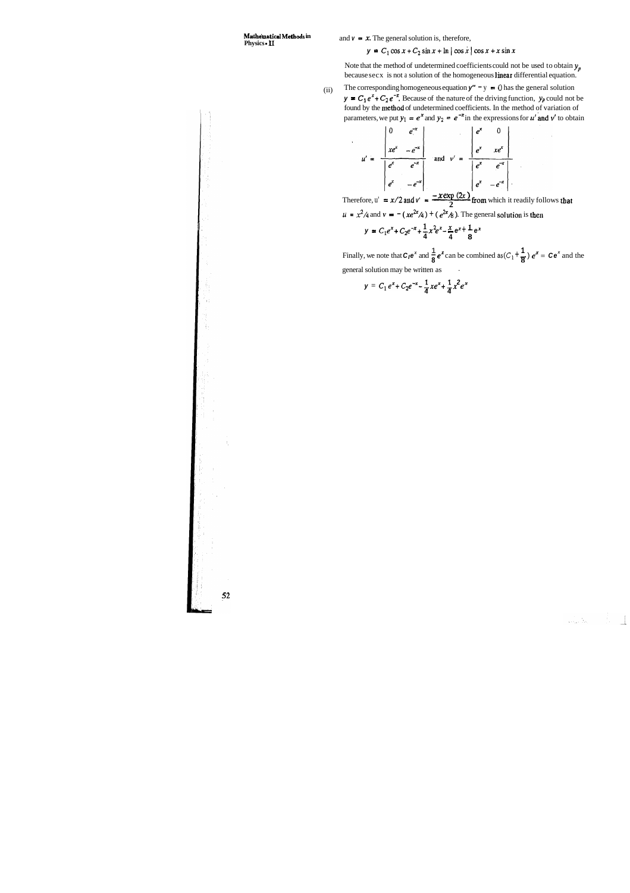and $v = x$. The general solution is, therefore,

$$y = C_1 \cos x + C_2 \sin x + \ln|\cos x| \cos x + x \sin x$$

Note that the method of undetermined coefficients could not be used to obtain $y_p$ because sec x is not a solution of the homogeneous linear differential equation.

(ii) The corresponding homogeneous equation $y'' - y = 0$ has the general solution $y = C_1 e^x + C_2 e^{-x}$. Because of the nature of the driving function, $y_p$ could not be found by the method of undetermined coefficients. In the method of variation of parameters, we put $y_1 = e^x$ and $y_2 = e^{-x}$ in the expressions for $u'$ and $v'$ to obtain

$$u' = \frac{\begin{vmatrix} 0 & e^{-x} \\ xe^x & -e^{-x} \end{vmatrix}}{\begin{vmatrix} e^x & e^{-x} \\ e^x & -e^{-x} \end{vmatrix}} \quad \text{and} \quad v' = \frac{\begin{vmatrix} e^x & 0 \\ e^x & xe^x \end{vmatrix}}{\begin{vmatrix} e^x & e^{-x} \\ e^x & -e^{-x} \end{vmatrix}}$$

Therefore, $u' = x/2$ and $v' = \dfrac{-x\exp(2x)}{2}$ from which it readily follows that $u = x^2/4$ and $v = -(xe^{2x}/4) + (e^{2x}/8)$. The general solution is then

$$y = C_1 e^x + C_2 e^{-x} + \frac{1}{4} x^2 e^x - \frac{x}{4} e^x + \frac{1}{8} e^x$$

Finally, we note that $C_1 e^x$ and $\frac{1}{8} e^x$ can be combined as $(C_1 + \frac{1}{8}) e^x = Ce^x$ and the general solution may be written as

$$y = C_1 e^x + C_2 e^{-x} - \frac{1}{4} xe^x + \frac{1}{4} x^2 e^x$$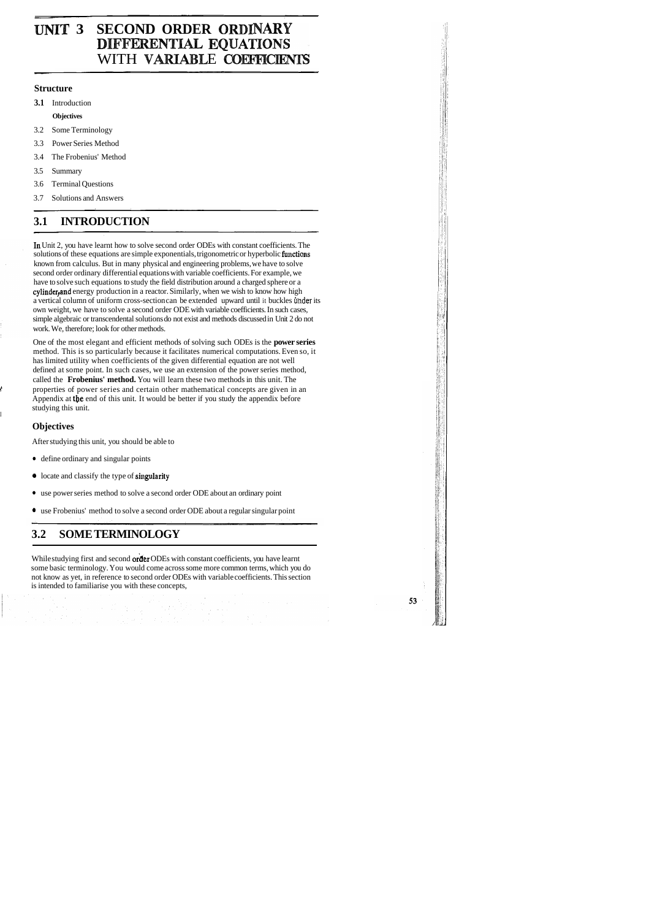# UNIT 3 SECOND ORDER ORDINARY DIFFERENTIAL EQUATIONS WITH VARIABLE COEFFICIENTS

### Structure

**3.1** Introduction

**Objectives**

3.2 Some Terminology

3.3 Power Series Method

3.4 The Frobenius' Method

3.5 Summary

3.6 Terminal Questions

3.7 Solutions and Answers

## 3.1 INTRODUCTION

In Unit 2, you have learnt how to solve second order ODEs with constant coefficients. The solutions of these equations are simple exponentials, trigonometric or hyperbolic functions known from calculus. But in many physical and engineering problems, we have to solve second order ordinary differential equations with variable coefficients. For example, we have to solve such equations to study the field distribution around a charged sphere or a cylinder, and energy production in a reactor. Similarly, when we wish to know how high a vertical column of uniform cross-section can be extended upward until it buckles under its own weight, we have to solve a second order ODE with variable coefficients. In such cases, simple algebraic or transcendental solutions do not exist and methods discussed in Unit 2 do not work. We, therefore, look for other methods.

One of the most elegant and efficient methods of solving such ODEs is the **power series** method. This is so particularly because it facilitates numerical computations. Even so, it has limited utility when coefficients of the given differential equation are not well defined at some point. In such cases, we use an extension of the power series method, called the **Frobenius' method.** You will learn these two methods in this unit. The properties of power series and certain other mathematical concepts are given in an Appendix at the end of this unit. It would be better if you study the appendix before studying this unit.

### Objectives

After studying this unit, you should be able to

- define ordinary and singular points
- locate and classify the type of singularity
- use power series method to solve a second order ODE about an ordinary point
- use Frobenius' method to solve a second order ODE about a regular singular point

## 3.2 SOME TERMINOLOGY

While studying first and second order ODEs with constant coefficients, you have learnt some basic terminology. You would come across some more common terms, which you do not know as yet, in reference to second order ODEs with variable coefficients. This section is intended to familiarise you with these concepts,